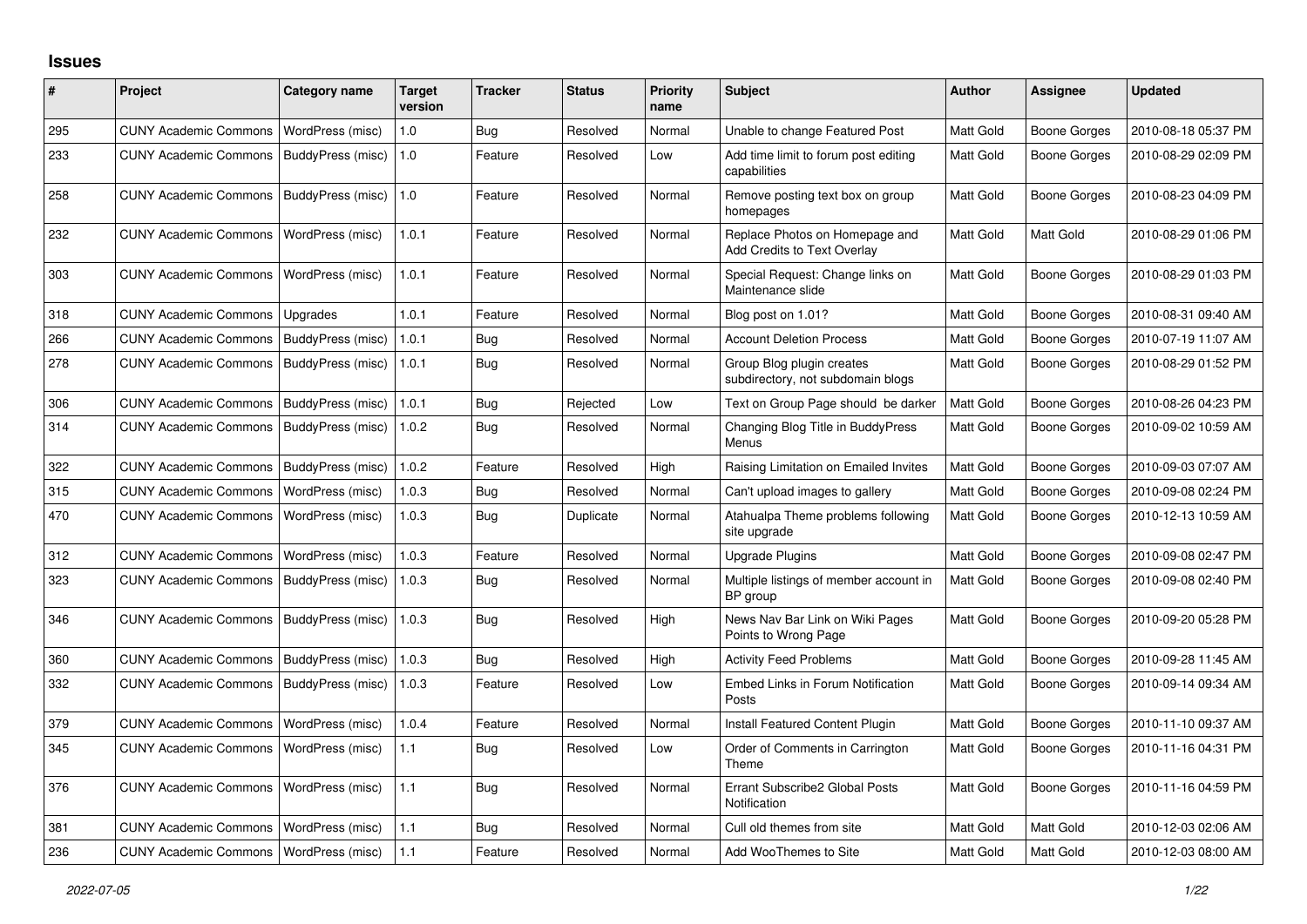## Issues

| # | Project | Category name | Target version | Tracker | Status | Priority name | Subject | Author | Assignee | Updated |
|---|---|---|---|---|---|---|---|---|---|---|
| 295 | CUNY Academic Commons | WordPress (misc) | 1.0 | Bug | Resolved | Normal | Unable to change Featured Post | Matt Gold | Boone Gorges | 2010-08-18 05:37 PM |
| 233 | CUNY Academic Commons | BuddyPress (misc) | 1.0 | Feature | Resolved | Low | Add time limit to forum post editing capabilities | Matt Gold | Boone Gorges | 2010-08-29 02:09 PM |
| 258 | CUNY Academic Commons | BuddyPress (misc) | 1.0 | Feature | Resolved | Normal | Remove posting text box on group homepages | Matt Gold | Boone Gorges | 2010-08-23 04:09 PM |
| 232 | CUNY Academic Commons | WordPress (misc) | 1.0.1 | Feature | Resolved | Normal | Replace Photos on Homepage and Add Credits to Text Overlay | Matt Gold | Matt Gold | 2010-08-29 01:06 PM |
| 303 | CUNY Academic Commons | WordPress (misc) | 1.0.1 | Feature | Resolved | Normal | Special Request: Change links on Maintenance slide | Matt Gold | Boone Gorges | 2010-08-29 01:03 PM |
| 318 | CUNY Academic Commons | Upgrades | 1.0.1 | Feature | Resolved | Normal | Blog post on 1.01? | Matt Gold | Boone Gorges | 2010-08-31 09:40 AM |
| 266 | CUNY Academic Commons | BuddyPress (misc) | 1.0.1 | Bug | Resolved | Normal | Account Deletion Process | Matt Gold | Boone Gorges | 2010-07-19 11:07 AM |
| 278 | CUNY Academic Commons | BuddyPress (misc) | 1.0.1 | Bug | Resolved | Normal | Group Blog plugin creates subdirectory, not subdomain blogs | Matt Gold | Boone Gorges | 2010-08-29 01:52 PM |
| 306 | CUNY Academic Commons | BuddyPress (misc) | 1.0.1 | Bug | Rejected | Low | Text on Group Page should be darker | Matt Gold | Boone Gorges | 2010-08-26 04:23 PM |
| 314 | CUNY Academic Commons | BuddyPress (misc) | 1.0.2 | Bug | Resolved | Normal | Changing Blog Title in BuddyPress Menus | Matt Gold | Boone Gorges | 2010-09-02 10:59 AM |
| 322 | CUNY Academic Commons | BuddyPress (misc) | 1.0.2 | Feature | Resolved | High | Raising Limitation on Emailed Invites | Matt Gold | Boone Gorges | 2010-09-03 07:07 AM |
| 315 | CUNY Academic Commons | WordPress (misc) | 1.0.3 | Bug | Resolved | Normal | Can't upload images to gallery | Matt Gold | Boone Gorges | 2010-09-08 02:24 PM |
| 470 | CUNY Academic Commons | WordPress (misc) | 1.0.3 | Bug | Duplicate | Normal | Atahualpa Theme problems following site upgrade | Matt Gold | Boone Gorges | 2010-12-13 10:59 AM |
| 312 | CUNY Academic Commons | WordPress (misc) | 1.0.3 | Feature | Resolved | Normal | Upgrade Plugins | Matt Gold | Boone Gorges | 2010-09-08 02:47 PM |
| 323 | CUNY Academic Commons | BuddyPress (misc) | 1.0.3 | Bug | Resolved | Normal | Multiple listings of member account in BP group | Matt Gold | Boone Gorges | 2010-09-08 02:40 PM |
| 346 | CUNY Academic Commons | BuddyPress (misc) | 1.0.3 | Bug | Resolved | High | News Nav Bar Link on Wiki Pages Points to Wrong Page | Matt Gold | Boone Gorges | 2010-09-20 05:28 PM |
| 360 | CUNY Academic Commons | BuddyPress (misc) | 1.0.3 | Bug | Resolved | High | Activity Feed Problems | Matt Gold | Boone Gorges | 2010-09-28 11:45 AM |
| 332 | CUNY Academic Commons | BuddyPress (misc) | 1.0.3 | Feature | Resolved | Low | Embed Links in Forum Notification Posts | Matt Gold | Boone Gorges | 2010-09-14 09:34 AM |
| 379 | CUNY Academic Commons | WordPress (misc) | 1.0.4 | Feature | Resolved | Normal | Install Featured Content Plugin | Matt Gold | Boone Gorges | 2010-11-10 09:37 AM |
| 345 | CUNY Academic Commons | WordPress (misc) | 1.1 | Bug | Resolved | Low | Order of Comments in Carrington Theme | Matt Gold | Boone Gorges | 2010-11-16 04:31 PM |
| 376 | CUNY Academic Commons | WordPress (misc) | 1.1 | Bug | Resolved | Normal | Errant Subscribe2 Global Posts Notification | Matt Gold | Boone Gorges | 2010-11-16 04:59 PM |
| 381 | CUNY Academic Commons | WordPress (misc) | 1.1 | Bug | Resolved | Normal | Cull old themes from site | Matt Gold | Matt Gold | 2010-12-03 02:06 AM |
| 236 | CUNY Academic Commons | WordPress (misc) | 1.1 | Feature | Resolved | Normal | Add WooThemes to Site | Matt Gold | Matt Gold | 2010-12-03 08:00 AM |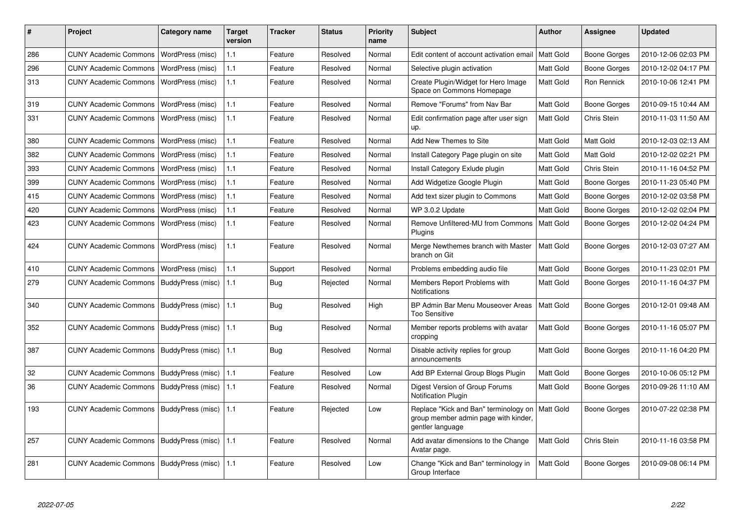| # | Project | Category name | Target version | Tracker | Status | Priority name | Subject | Author | Assignee | Updated |
|---|---|---|---|---|---|---|---|---|---|---|
| 286 | CUNY Academic Commons | WordPress (misc) | 1.1 | Feature | Resolved | Normal | Edit content of account activation email | Matt Gold | Boone Gorges | 2010-12-06 02:03 PM |
| 296 | CUNY Academic Commons | WordPress (misc) | 1.1 | Feature | Resolved | Normal | Selective plugin activation | Matt Gold | Boone Gorges | 2010-12-02 04:17 PM |
| 313 | CUNY Academic Commons | WordPress (misc) | 1.1 | Feature | Resolved | Normal | Create Plugin/Widget for Hero Image Space on Commons Homepage | Matt Gold | Ron Rennick | 2010-10-06 12:41 PM |
| 319 | CUNY Academic Commons | WordPress (misc) | 1.1 | Feature | Resolved | Normal | Remove "Forums" from Nav Bar | Matt Gold | Boone Gorges | 2010-09-15 10:44 AM |
| 331 | CUNY Academic Commons | WordPress (misc) | 1.1 | Feature | Resolved | Normal | Edit confirmation page after user sign up. | Matt Gold | Chris Stein | 2010-11-03 11:50 AM |
| 380 | CUNY Academic Commons | WordPress (misc) | 1.1 | Feature | Resolved | Normal | Add New Themes to Site | Matt Gold | Matt Gold | 2010-12-03 02:13 AM |
| 382 | CUNY Academic Commons | WordPress (misc) | 1.1 | Feature | Resolved | Normal | Install Category Page plugin on site | Matt Gold | Matt Gold | 2010-12-02 02:21 PM |
| 393 | CUNY Academic Commons | WordPress (misc) | 1.1 | Feature | Resolved | Normal | Install Category Exlude plugin | Matt Gold | Chris Stein | 2010-11-16 04:52 PM |
| 399 | CUNY Academic Commons | WordPress (misc) | 1.1 | Feature | Resolved | Normal | Add Widgetize Google Plugin | Matt Gold | Boone Gorges | 2010-11-23 05:40 PM |
| 415 | CUNY Academic Commons | WordPress (misc) | 1.1 | Feature | Resolved | Normal | Add text sizer plugin to Commons | Matt Gold | Boone Gorges | 2010-12-02 03:58 PM |
| 420 | CUNY Academic Commons | WordPress (misc) | 1.1 | Feature | Resolved | Normal | WP 3.0.2 Update | Matt Gold | Boone Gorges | 2010-12-02 02:04 PM |
| 423 | CUNY Academic Commons | WordPress (misc) | 1.1 | Feature | Resolved | Normal | Remove Unfiltered-MU from Commons Plugins | Matt Gold | Boone Gorges | 2010-12-02 04:24 PM |
| 424 | CUNY Academic Commons | WordPress (misc) | 1.1 | Feature | Resolved | Normal | Merge Newthemes branch with Master branch on Git | Matt Gold | Boone Gorges | 2010-12-03 07:27 AM |
| 410 | CUNY Academic Commons | WordPress (misc) | 1.1 | Support | Resolved | Normal | Problems embedding audio file | Matt Gold | Boone Gorges | 2010-11-23 02:01 PM |
| 279 | CUNY Academic Commons | BuddyPress (misc) | 1.1 | Bug | Rejected | Normal | Members Report Problems with Notifications | Matt Gold | Boone Gorges | 2010-11-16 04:37 PM |
| 340 | CUNY Academic Commons | BuddyPress (misc) | 1.1 | Bug | Resolved | High | BP Admin Bar Menu Mouseover Areas Too Sensitive | Matt Gold | Boone Gorges | 2010-12-01 09:48 AM |
| 352 | CUNY Academic Commons | BuddyPress (misc) | 1.1 | Bug | Resolved | Normal | Member reports problems with avatar cropping | Matt Gold | Boone Gorges | 2010-11-16 05:07 PM |
| 387 | CUNY Academic Commons | BuddyPress (misc) | 1.1 | Bug | Resolved | Normal | Disable activity replies for group announcements | Matt Gold | Boone Gorges | 2010-11-16 04:20 PM |
| 32 | CUNY Academic Commons | BuddyPress (misc) | 1.1 | Feature | Resolved | Low | Add BP External Group Blogs Plugin | Matt Gold | Boone Gorges | 2010-10-06 05:12 PM |
| 36 | CUNY Academic Commons | BuddyPress (misc) | 1.1 | Feature | Resolved | Normal | Digest Version of Group Forums Notification Plugin | Matt Gold | Boone Gorges | 2010-09-26 11:10 AM |
| 193 | CUNY Academic Commons | BuddyPress (misc) | 1.1 | Feature | Rejected | Low | Replace "Kick and Ban" terminology on group member admin page with kinder, gentler language | Matt Gold | Boone Gorges | 2010-07-22 02:38 PM |
| 257 | CUNY Academic Commons | BuddyPress (misc) | 1.1 | Feature | Resolved | Normal | Add avatar dimensions to the Change Avatar page. | Matt Gold | Chris Stein | 2010-11-16 03:58 PM |
| 281 | CUNY Academic Commons | BuddyPress (misc) | 1.1 | Feature | Resolved | Low | Change "Kick and Ban" terminology in Group Interface | Matt Gold | Boone Gorges | 2010-09-08 06:14 PM |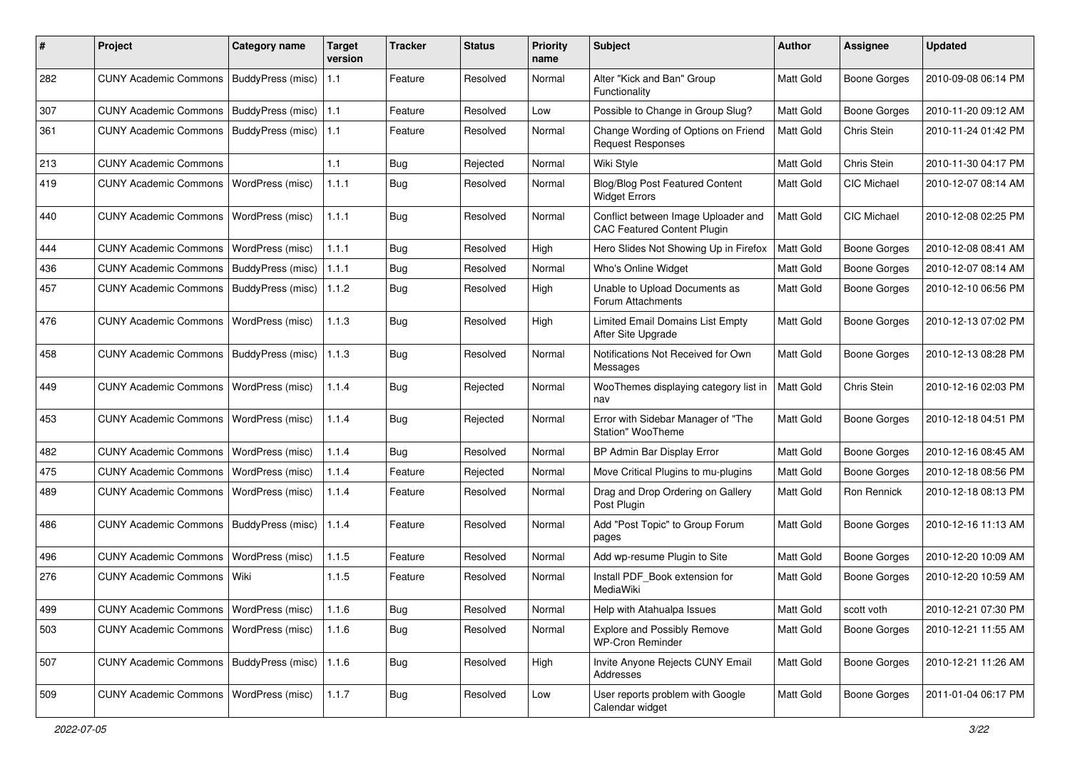| # | Project | Category name | Target version | Tracker | Status | Priority name | Subject | Author | Assignee | Updated |
|---|---|---|---|---|---|---|---|---|---|---|
| 282 | CUNY Academic Commons | BuddyPress (misc) | 1.1 | Feature | Resolved | Normal | Alter "Kick and Ban" Group Functionality | Matt Gold | Boone Gorges | 2010-09-08 06:14 PM |
| 307 | CUNY Academic Commons | BuddyPress (misc) | 1.1 | Feature | Resolved | Low | Possible to Change in Group Slug? | Matt Gold | Boone Gorges | 2010-11-20 09:12 AM |
| 361 | CUNY Academic Commons | BuddyPress (misc) | 1.1 | Feature | Resolved | Normal | Change Wording of Options on Friend Request Responses | Matt Gold | Chris Stein | 2010-11-24 01:42 PM |
| 213 | CUNY Academic Commons | | 1.1 | Bug | Rejected | Normal | Wiki Style | Matt Gold | Chris Stein | 2010-11-30 04:17 PM |
| 419 | CUNY Academic Commons | WordPress (misc) | 1.1.1 | Bug | Resolved | Normal | Blog/Blog Post Featured Content Widget Errors | Matt Gold | CIC Michael | 2010-12-07 08:14 AM |
| 440 | CUNY Academic Commons | WordPress (misc) | 1.1.1 | Bug | Resolved | Normal | Conflict between Image Uploader and CAC Featured Content Plugin | Matt Gold | CIC Michael | 2010-12-08 02:25 PM |
| 444 | CUNY Academic Commons | WordPress (misc) | 1.1.1 | Bug | Resolved | High | Hero Slides Not Showing Up in Firefox | Matt Gold | Boone Gorges | 2010-12-08 08:41 AM |
| 436 | CUNY Academic Commons | BuddyPress (misc) | 1.1.1 | Bug | Resolved | Normal | Who's Online Widget | Matt Gold | Boone Gorges | 2010-12-07 08:14 AM |
| 457 | CUNY Academic Commons | BuddyPress (misc) | 1.1.2 | Bug | Resolved | High | Unable to Upload Documents as Forum Attachments | Matt Gold | Boone Gorges | 2010-12-10 06:56 PM |
| 476 | CUNY Academic Commons | WordPress (misc) | 1.1.3 | Bug | Resolved | High | Limited Email Domains List Empty After Site Upgrade | Matt Gold | Boone Gorges | 2010-12-13 07:02 PM |
| 458 | CUNY Academic Commons | BuddyPress (misc) | 1.1.3 | Bug | Resolved | Normal | Notifications Not Received for Own Messages | Matt Gold | Boone Gorges | 2010-12-13 08:28 PM |
| 449 | CUNY Academic Commons | WordPress (misc) | 1.1.4 | Bug | Rejected | Normal | WooThemes displaying category list in nav | Matt Gold | Chris Stein | 2010-12-16 02:03 PM |
| 453 | CUNY Academic Commons | WordPress (misc) | 1.1.4 | Bug | Rejected | Normal | Error with Sidebar Manager of "The Station" WooTheme | Matt Gold | Boone Gorges | 2010-12-18 04:51 PM |
| 482 | CUNY Academic Commons | WordPress (misc) | 1.1.4 | Bug | Resolved | Normal | BP Admin Bar Display Error | Matt Gold | Boone Gorges | 2010-12-16 08:45 AM |
| 475 | CUNY Academic Commons | WordPress (misc) | 1.1.4 | Feature | Rejected | Normal | Move Critical Plugins to mu-plugins | Matt Gold | Boone Gorges | 2010-12-18 08:56 PM |
| 489 | CUNY Academic Commons | WordPress (misc) | 1.1.4 | Feature | Resolved | Normal | Drag and Drop Ordering on Gallery Post Plugin | Matt Gold | Ron Rennick | 2010-12-18 08:13 PM |
| 486 | CUNY Academic Commons | BuddyPress (misc) | 1.1.4 | Feature | Resolved | Normal | Add "Post Topic" to Group Forum pages | Matt Gold | Boone Gorges | 2010-12-16 11:13 AM |
| 496 | CUNY Academic Commons | WordPress (misc) | 1.1.5 | Feature | Resolved | Normal | Add wp-resume Plugin to Site | Matt Gold | Boone Gorges | 2010-12-20 10:09 AM |
| 276 | CUNY Academic Commons | Wiki | 1.1.5 | Feature | Resolved | Normal | Install PDF_Book extension for MediaWiki | Matt Gold | Boone Gorges | 2010-12-20 10:59 AM |
| 499 | CUNY Academic Commons | WordPress (misc) | 1.1.6 | Bug | Resolved | Normal | Help with Atahualpa Issues | Matt Gold | scott voth | 2010-12-21 07:30 PM |
| 503 | CUNY Academic Commons | WordPress (misc) | 1.1.6 | Bug | Resolved | Normal | Explore and Possibly Remove WP-Cron Reminder | Matt Gold | Boone Gorges | 2010-12-21 11:55 AM |
| 507 | CUNY Academic Commons | BuddyPress (misc) | 1.1.6 | Bug | Resolved | High | Invite Anyone Rejects CUNY Email Addresses | Matt Gold | Boone Gorges | 2010-12-21 11:26 AM |
| 509 | CUNY Academic Commons | WordPress (misc) | 1.1.7 | Bug | Resolved | Low | User reports problem with Google Calendar widget | Matt Gold | Boone Gorges | 2011-01-04 06:17 PM |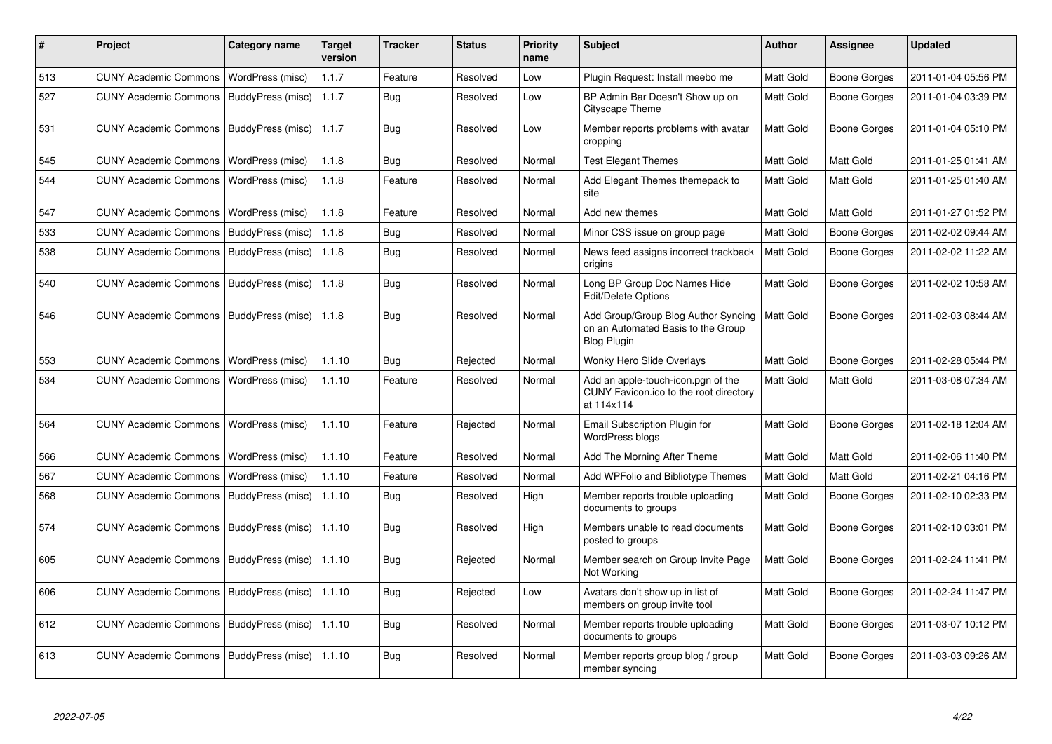| # | Project | Category name | Target version | Tracker | Status | Priority name | Subject | Author | Assignee | Updated |
|---|---|---|---|---|---|---|---|---|---|---|
| 513 | CUNY Academic Commons | WordPress (misc) | 1.1.7 | Feature | Resolved | Low | Plugin Request: Install meebo me | Matt Gold | Boone Gorges | 2011-01-04 05:56 PM |
| 527 | CUNY Academic Commons | BuddyPress (misc) | 1.1.7 | Bug | Resolved | Low | BP Admin Bar Doesn't Show up on Cityscape Theme | Matt Gold | Boone Gorges | 2011-01-04 03:39 PM |
| 531 | CUNY Academic Commons | BuddyPress (misc) | 1.1.7 | Bug | Resolved | Low | Member reports problems with avatar cropping | Matt Gold | Boone Gorges | 2011-01-04 05:10 PM |
| 545 | CUNY Academic Commons | WordPress (misc) | 1.1.8 | Bug | Resolved | Normal | Test Elegant Themes | Matt Gold | Matt Gold | 2011-01-25 01:41 AM |
| 544 | CUNY Academic Commons | WordPress (misc) | 1.1.8 | Feature | Resolved | Normal | Add Elegant Themes themepack to site | Matt Gold | Matt Gold | 2011-01-25 01:40 AM |
| 547 | CUNY Academic Commons | WordPress (misc) | 1.1.8 | Feature | Resolved | Normal | Add new themes | Matt Gold | Matt Gold | 2011-01-27 01:52 PM |
| 533 | CUNY Academic Commons | BuddyPress (misc) | 1.1.8 | Bug | Resolved | Normal | Minor CSS issue on group page | Matt Gold | Boone Gorges | 2011-02-02 09:44 AM |
| 538 | CUNY Academic Commons | BuddyPress (misc) | 1.1.8 | Bug | Resolved | Normal | News feed assigns incorrect trackback origins | Matt Gold | Boone Gorges | 2011-02-02 11:22 AM |
| 540 | CUNY Academic Commons | BuddyPress (misc) | 1.1.8 | Bug | Resolved | Normal | Long BP Group Doc Names Hide Edit/Delete Options | Matt Gold | Boone Gorges | 2011-02-02 10:58 AM |
| 546 | CUNY Academic Commons | BuddyPress (misc) | 1.1.8 | Bug | Resolved | Normal | Add Group/Group Blog Author Syncing on an Automated Basis to the Group Blog Plugin | Matt Gold | Boone Gorges | 2011-02-03 08:44 AM |
| 553 | CUNY Academic Commons | WordPress (misc) | 1.1.10 | Bug | Rejected | Normal | Wonky Hero Slide Overlays | Matt Gold | Boone Gorges | 2011-02-28 05:44 PM |
| 534 | CUNY Academic Commons | WordPress (misc) | 1.1.10 | Feature | Resolved | Normal | Add an apple-touch-icon.pgn of the CUNY Favicon.ico to the root directory at 114x114 | Matt Gold | Matt Gold | 2011-03-08 07:34 AM |
| 564 | CUNY Academic Commons | WordPress (misc) | 1.1.10 | Feature | Rejected | Normal | Email Subscription Plugin for WordPress blogs | Matt Gold | Boone Gorges | 2011-02-18 12:04 AM |
| 566 | CUNY Academic Commons | WordPress (misc) | 1.1.10 | Feature | Resolved | Normal | Add The Morning After Theme | Matt Gold | Matt Gold | 2011-02-06 11:40 PM |
| 567 | CUNY Academic Commons | WordPress (misc) | 1.1.10 | Feature | Resolved | Normal | Add WPFolio and Bibliotype Themes | Matt Gold | Matt Gold | 2011-02-21 04:16 PM |
| 568 | CUNY Academic Commons | BuddyPress (misc) | 1.1.10 | Bug | Resolved | High | Member reports trouble uploading documents to groups | Matt Gold | Boone Gorges | 2011-02-10 02:33 PM |
| 574 | CUNY Academic Commons | BuddyPress (misc) | 1.1.10 | Bug | Resolved | High | Members unable to read documents posted to groups | Matt Gold | Boone Gorges | 2011-02-10 03:01 PM |
| 605 | CUNY Academic Commons | BuddyPress (misc) | 1.1.10 | Bug | Rejected | Normal | Member search on Group Invite Page Not Working | Matt Gold | Boone Gorges | 2011-02-24 11:41 PM |
| 606 | CUNY Academic Commons | BuddyPress (misc) | 1.1.10 | Bug | Rejected | Low | Avatars don't show up in list of members on group invite tool | Matt Gold | Boone Gorges | 2011-02-24 11:47 PM |
| 612 | CUNY Academic Commons | BuddyPress (misc) | 1.1.10 | Bug | Resolved | Normal | Member reports trouble uploading documents to groups | Matt Gold | Boone Gorges | 2011-03-07 10:12 PM |
| 613 | CUNY Academic Commons | BuddyPress (misc) | 1.1.10 | Bug | Resolved | Normal | Member reports group blog / group member syncing | Matt Gold | Boone Gorges | 2011-03-03 09:26 AM |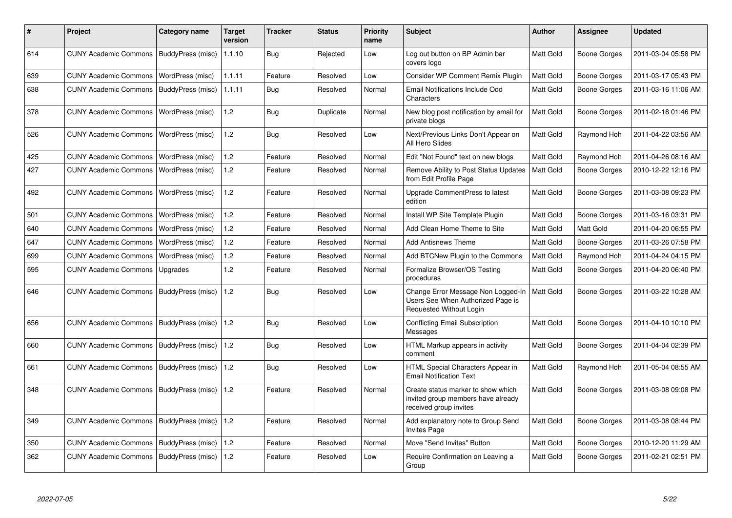| # | Project | Category name | Target version | Tracker | Status | Priority name | Subject | Author | Assignee | Updated |
|---|---|---|---|---|---|---|---|---|---|---|
| 614 | CUNY Academic Commons | BuddyPress (misc) | 1.1.10 | Bug | Rejected | Low | Log out button on BP Admin bar covers logo | Matt Gold | Boone Gorges | 2011-03-04 05:58 PM |
| 639 | CUNY Academic Commons | WordPress (misc) | 1.1.11 | Feature | Resolved | Low | Consider WP Comment Remix Plugin | Matt Gold | Boone Gorges | 2011-03-17 05:43 PM |
| 638 | CUNY Academic Commons | BuddyPress (misc) | 1.1.11 | Bug | Resolved | Normal | Email Notifications Include Odd Characters | Matt Gold | Boone Gorges | 2011-03-16 11:06 AM |
| 378 | CUNY Academic Commons | WordPress (misc) | 1.2 | Bug | Duplicate | Normal | New blog post notification by email for private blogs | Matt Gold | Boone Gorges | 2011-02-18 01:46 PM |
| 526 | CUNY Academic Commons | WordPress (misc) | 1.2 | Bug | Resolved | Low | Next/Previous Links Don't Appear on All Hero Slides | Matt Gold | Raymond Hoh | 2011-04-22 03:56 AM |
| 425 | CUNY Academic Commons | WordPress (misc) | 1.2 | Feature | Resolved | Normal | Edit "Not Found" text on new blogs | Matt Gold | Raymond Hoh | 2011-04-26 08:16 AM |
| 427 | CUNY Academic Commons | WordPress (misc) | 1.2 | Feature | Resolved | Normal | Remove Ability to Post Status Updates from Edit Profile Page | Matt Gold | Boone Gorges | 2010-12-22 12:16 PM |
| 492 | CUNY Academic Commons | WordPress (misc) | 1.2 | Feature | Resolved | Normal | Upgrade CommentPress to latest edition | Matt Gold | Boone Gorges | 2011-03-08 09:23 PM |
| 501 | CUNY Academic Commons | WordPress (misc) | 1.2 | Feature | Resolved | Normal | Install WP Site Template Plugin | Matt Gold | Boone Gorges | 2011-03-16 03:31 PM |
| 640 | CUNY Academic Commons | WordPress (misc) | 1.2 | Feature | Resolved | Normal | Add Clean Home Theme to Site | Matt Gold | Matt Gold | 2011-04-20 06:55 PM |
| 647 | CUNY Academic Commons | WordPress (misc) | 1.2 | Feature | Resolved | Normal | Add Antisnews Theme | Matt Gold | Boone Gorges | 2011-03-26 07:58 PM |
| 699 | CUNY Academic Commons | WordPress (misc) | 1.2 | Feature | Resolved | Normal | Add BTCNew Plugin to the Commons | Matt Gold | Raymond Hoh | 2011-04-24 04:15 PM |
| 595 | CUNY Academic Commons | Upgrades | 1.2 | Feature | Resolved | Normal | Formalize Browser/OS Testing procedures | Matt Gold | Boone Gorges | 2011-04-20 06:40 PM |
| 646 | CUNY Academic Commons | BuddyPress (misc) | 1.2 | Bug | Resolved | Low | Change Error Message Non Logged-In Users See When Authorized Page is Requested Without Login | Matt Gold | Boone Gorges | 2011-03-22 10:28 AM |
| 656 | CUNY Academic Commons | BuddyPress (misc) | 1.2 | Bug | Resolved | Low | Conflicting Email Subscription Messages | Matt Gold | Boone Gorges | 2011-04-10 10:10 PM |
| 660 | CUNY Academic Commons | BuddyPress (misc) | 1.2 | Bug | Resolved | Low | HTML Markup appears in activity comment | Matt Gold | Boone Gorges | 2011-04-04 02:39 PM |
| 661 | CUNY Academic Commons | BuddyPress (misc) | 1.2 | Bug | Resolved | Low | HTML Special Characters Appear in Email Notification Text | Matt Gold | Raymond Hoh | 2011-05-04 08:55 AM |
| 348 | CUNY Academic Commons | BuddyPress (misc) | 1.2 | Feature | Resolved | Normal | Create status marker to show which invited group members have already received group invites | Matt Gold | Boone Gorges | 2011-03-08 09:08 PM |
| 349 | CUNY Academic Commons | BuddyPress (misc) | 1.2 | Feature | Resolved | Normal | Add explanatory note to Group Send Invites Page | Matt Gold | Boone Gorges | 2011-03-08 08:44 PM |
| 350 | CUNY Academic Commons | BuddyPress (misc) | 1.2 | Feature | Resolved | Normal | Move "Send Invites" Button | Matt Gold | Boone Gorges | 2010-12-20 11:29 AM |
| 362 | CUNY Academic Commons | BuddyPress (misc) | 1.2 | Feature | Resolved | Low | Require Confirmation on Leaving a Group | Matt Gold | Boone Gorges | 2011-02-21 02:51 PM |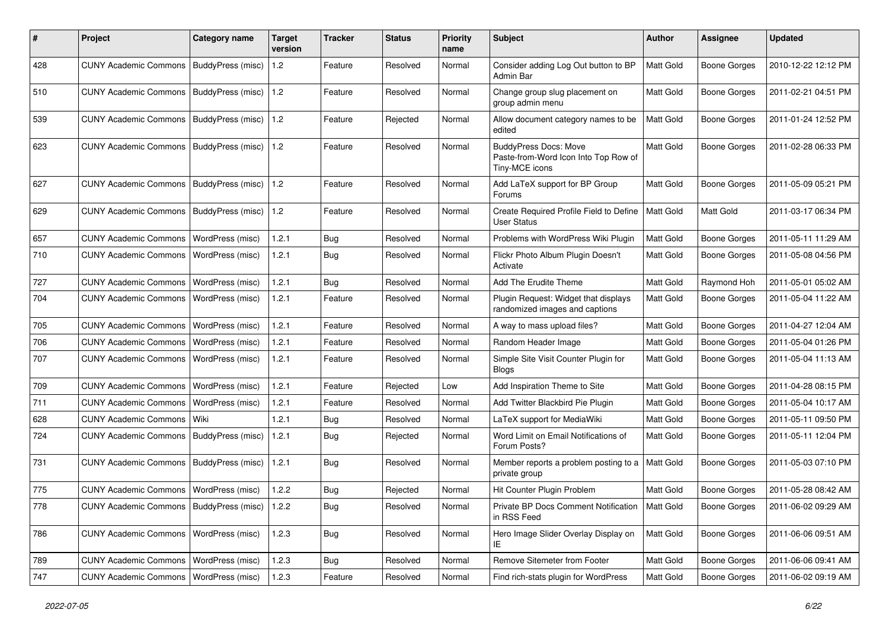| # | Project | Category name | Target version | Tracker | Status | Priority name | Subject | Author | Assignee | Updated |
|---|---|---|---|---|---|---|---|---|---|---|
| 428 | CUNY Academic Commons | BuddyPress (misc) | 1.2 | Feature | Resolved | Normal | Consider adding Log Out button to BP Admin Bar | Matt Gold | Boone Gorges | 2010-12-22 12:12 PM |
| 510 | CUNY Academic Commons | BuddyPress (misc) | 1.2 | Feature | Resolved | Normal | Change group slug placement on group admin menu | Matt Gold | Boone Gorges | 2011-02-21 04:51 PM |
| 539 | CUNY Academic Commons | BuddyPress (misc) | 1.2 | Feature | Rejected | Normal | Allow document category names to be edited | Matt Gold | Boone Gorges | 2011-01-24 12:52 PM |
| 623 | CUNY Academic Commons | BuddyPress (misc) | 1.2 | Feature | Resolved | Normal | BuddyPress Docs: Move Paste-from-Word Icon Into Top Row of Tiny-MCE icons | Matt Gold | Boone Gorges | 2011-02-28 06:33 PM |
| 627 | CUNY Academic Commons | BuddyPress (misc) | 1.2 | Feature | Resolved | Normal | Add LaTeX support for BP Group Forums | Matt Gold | Boone Gorges | 2011-05-09 05:21 PM |
| 629 | CUNY Academic Commons | BuddyPress (misc) | 1.2 | Feature | Resolved | Normal | Create Required Profile Field to Define User Status | Matt Gold | Matt Gold | 2011-03-17 06:34 PM |
| 657 | CUNY Academic Commons | WordPress (misc) | 1.2.1 | Bug | Resolved | Normal | Problems with WordPress Wiki Plugin | Matt Gold | Boone Gorges | 2011-05-11 11:29 AM |
| 710 | CUNY Academic Commons | WordPress (misc) | 1.2.1 | Bug | Resolved | Normal | Flickr Photo Album Plugin Doesn't Activate | Matt Gold | Boone Gorges | 2011-05-08 04:56 PM |
| 727 | CUNY Academic Commons | WordPress (misc) | 1.2.1 | Bug | Resolved | Normal | Add The Erudite Theme | Matt Gold | Raymond Hoh | 2011-05-01 05:02 AM |
| 704 | CUNY Academic Commons | WordPress (misc) | 1.2.1 | Feature | Resolved | Normal | Plugin Request: Widget that displays randomized images and captions | Matt Gold | Boone Gorges | 2011-05-04 11:22 AM |
| 705 | CUNY Academic Commons | WordPress (misc) | 1.2.1 | Feature | Resolved | Normal | A way to mass upload files? | Matt Gold | Boone Gorges | 2011-04-27 12:04 AM |
| 706 | CUNY Academic Commons | WordPress (misc) | 1.2.1 | Feature | Resolved | Normal | Random Header Image | Matt Gold | Boone Gorges | 2011-05-04 01:26 PM |
| 707 | CUNY Academic Commons | WordPress (misc) | 1.2.1 | Feature | Resolved | Normal | Simple Site Visit Counter Plugin for Blogs | Matt Gold | Boone Gorges | 2011-05-04 11:13 AM |
| 709 | CUNY Academic Commons | WordPress (misc) | 1.2.1 | Feature | Rejected | Low | Add Inspiration Theme to Site | Matt Gold | Boone Gorges | 2011-04-28 08:15 PM |
| 711 | CUNY Academic Commons | WordPress (misc) | 1.2.1 | Feature | Resolved | Normal | Add Twitter Blackbird Pie Plugin | Matt Gold | Boone Gorges | 2011-05-04 10:17 AM |
| 628 | CUNY Academic Commons | Wiki | 1.2.1 | Bug | Resolved | Normal | LaTeX support for MediaWiki | Matt Gold | Boone Gorges | 2011-05-11 09:50 PM |
| 724 | CUNY Academic Commons | BuddyPress (misc) | 1.2.1 | Bug | Rejected | Normal | Word Limit on Email Notifications of Forum Posts? | Matt Gold | Boone Gorges | 2011-05-11 12:04 PM |
| 731 | CUNY Academic Commons | BuddyPress (misc) | 1.2.1 | Bug | Resolved | Normal | Member reports a problem posting to a private group | Matt Gold | Boone Gorges | 2011-05-03 07:10 PM |
| 775 | CUNY Academic Commons | WordPress (misc) | 1.2.2 | Bug | Rejected | Normal | Hit Counter Plugin Problem | Matt Gold | Boone Gorges | 2011-05-28 08:42 AM |
| 778 | CUNY Academic Commons | BuddyPress (misc) | 1.2.2 | Bug | Resolved | Normal | Private BP Docs Comment Notification in RSS Feed | Matt Gold | Boone Gorges | 2011-06-02 09:29 AM |
| 786 | CUNY Academic Commons | WordPress (misc) | 1.2.3 | Bug | Resolved | Normal | Hero Image Slider Overlay Display on IE | Matt Gold | Boone Gorges | 2011-06-06 09:51 AM |
| 789 | CUNY Academic Commons | WordPress (misc) | 1.2.3 | Bug | Resolved | Normal | Remove Sitemeter from Footer | Matt Gold | Boone Gorges | 2011-06-06 09:41 AM |
| 747 | CUNY Academic Commons | WordPress (misc) | 1.2.3 | Feature | Resolved | Normal | Find rich-stats plugin for WordPress | Matt Gold | Boone Gorges | 2011-06-02 09:19 AM |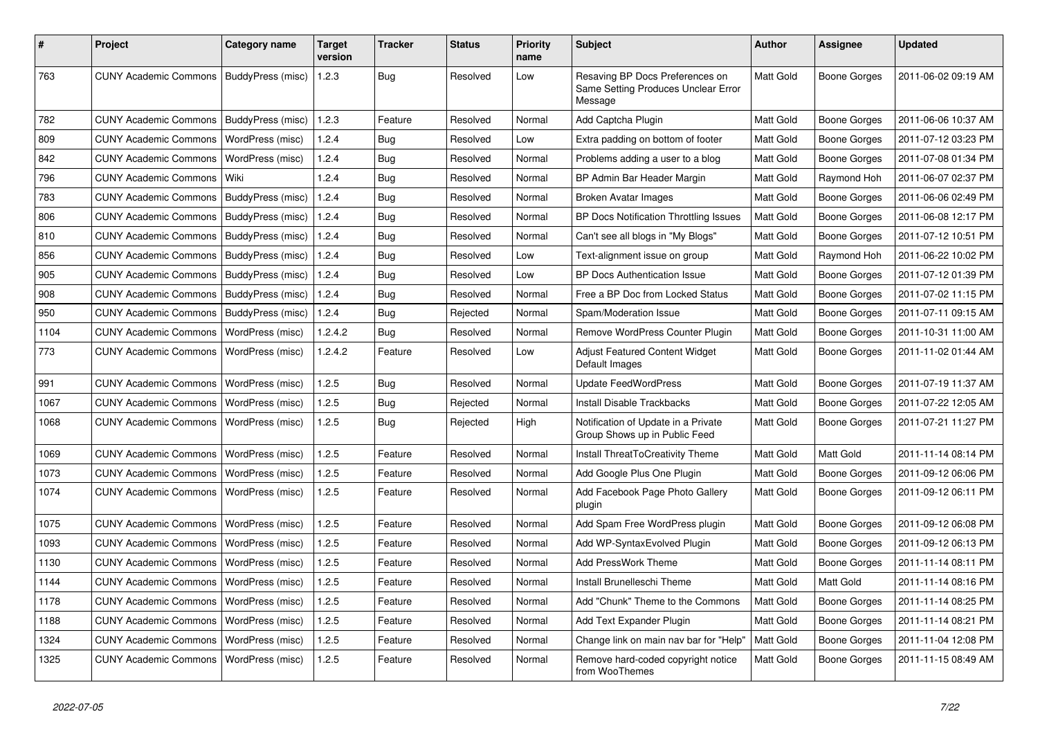| # | Project | Category name | Target version | Tracker | Status | Priority name | Subject | Author | Assignee | Updated |
|---|---|---|---|---|---|---|---|---|---|---|
| 763 | CUNY Academic Commons | BuddyPress (misc) | 1.2.3 | Bug | Resolved | Low | Resaving BP Docs Preferences on Same Setting Produces Unclear Error Message | Matt Gold | Boone Gorges | 2011-06-02 09:19 AM |
| 782 | CUNY Academic Commons | BuddyPress (misc) | 1.2.3 | Feature | Resolved | Normal | Add Captcha Plugin | Matt Gold | Boone Gorges | 2011-06-06 10:37 AM |
| 809 | CUNY Academic Commons | WordPress (misc) | 1.2.4 | Bug | Resolved | Low | Extra padding on bottom of footer | Matt Gold | Boone Gorges | 2011-07-12 03:23 PM |
| 842 | CUNY Academic Commons | WordPress (misc) | 1.2.4 | Bug | Resolved | Normal | Problems adding a user to a blog | Matt Gold | Boone Gorges | 2011-07-08 01:34 PM |
| 796 | CUNY Academic Commons | Wiki | 1.2.4 | Bug | Resolved | Normal | BP Admin Bar Header Margin | Matt Gold | Raymond Hoh | 2011-06-07 02:37 PM |
| 783 | CUNY Academic Commons | BuddyPress (misc) | 1.2.4 | Bug | Resolved | Normal | Broken Avatar Images | Matt Gold | Boone Gorges | 2011-06-06 02:49 PM |
| 806 | CUNY Academic Commons | BuddyPress (misc) | 1.2.4 | Bug | Resolved | Normal | BP Docs Notification Throttling Issues | Matt Gold | Boone Gorges | 2011-06-08 12:17 PM |
| 810 | CUNY Academic Commons | BuddyPress (misc) | 1.2.4 | Bug | Resolved | Normal | Can't see all blogs in "My Blogs" | Matt Gold | Boone Gorges | 2011-07-12 10:51 PM |
| 856 | CUNY Academic Commons | BuddyPress (misc) | 1.2.4 | Bug | Resolved | Low | Text-alignment issue on group | Matt Gold | Raymond Hoh | 2011-06-22 10:02 PM |
| 905 | CUNY Academic Commons | BuddyPress (misc) | 1.2.4 | Bug | Resolved | Low | BP Docs Authentication Issue | Matt Gold | Boone Gorges | 2011-07-12 01:39 PM |
| 908 | CUNY Academic Commons | BuddyPress (misc) | 1.2.4 | Bug | Resolved | Normal | Free a BP Doc from Locked Status | Matt Gold | Boone Gorges | 2011-07-02 11:15 PM |
| 950 | CUNY Academic Commons | BuddyPress (misc) | 1.2.4 | Bug | Rejected | Normal | Spam/Moderation Issue | Matt Gold | Boone Gorges | 2011-07-11 09:15 AM |
| 1104 | CUNY Academic Commons | WordPress (misc) | 1.2.4.2 | Bug | Resolved | Normal | Remove WordPress Counter Plugin | Matt Gold | Boone Gorges | 2011-10-31 11:00 AM |
| 773 | CUNY Academic Commons | WordPress (misc) | 1.2.4.2 | Feature | Resolved | Low | Adjust Featured Content Widget Default Images | Matt Gold | Boone Gorges | 2011-11-02 01:44 AM |
| 991 | CUNY Academic Commons | WordPress (misc) | 1.2.5 | Bug | Resolved | Normal | Update FeedWordPress | Matt Gold | Boone Gorges | 2011-07-19 11:37 AM |
| 1067 | CUNY Academic Commons | WordPress (misc) | 1.2.5 | Bug | Rejected | Normal | Install Disable Trackbacks | Matt Gold | Boone Gorges | 2011-07-22 12:05 AM |
| 1068 | CUNY Academic Commons | WordPress (misc) | 1.2.5 | Bug | Rejected | High | Notification of Update in a Private Group Shows up in Public Feed | Matt Gold | Boone Gorges | 2011-07-21 11:27 PM |
| 1069 | CUNY Academic Commons | WordPress (misc) | 1.2.5 | Feature | Resolved | Normal | Install ThreatToCreativity Theme | Matt Gold | Matt Gold | 2011-11-14 08:14 PM |
| 1073 | CUNY Academic Commons | WordPress (misc) | 1.2.5 | Feature | Resolved | Normal | Add Google Plus One Plugin | Matt Gold | Boone Gorges | 2011-09-12 06:06 PM |
| 1074 | CUNY Academic Commons | WordPress (misc) | 1.2.5 | Feature | Resolved | Normal | Add Facebook Page Photo Gallery plugin | Matt Gold | Boone Gorges | 2011-09-12 06:11 PM |
| 1075 | CUNY Academic Commons | WordPress (misc) | 1.2.5 | Feature | Resolved | Normal | Add Spam Free WordPress plugin | Matt Gold | Boone Gorges | 2011-09-12 06:08 PM |
| 1093 | CUNY Academic Commons | WordPress (misc) | 1.2.5 | Feature | Resolved | Normal | Add WP-SyntaxEvolved Plugin | Matt Gold | Boone Gorges | 2011-09-12 06:13 PM |
| 1130 | CUNY Academic Commons | WordPress (misc) | 1.2.5 | Feature | Resolved | Normal | Add PressWork Theme | Matt Gold | Boone Gorges | 2011-11-14 08:11 PM |
| 1144 | CUNY Academic Commons | WordPress (misc) | 1.2.5 | Feature | Resolved | Normal | Install Brunelleschi Theme | Matt Gold | Matt Gold | 2011-11-14 08:16 PM |
| 1178 | CUNY Academic Commons | WordPress (misc) | 1.2.5 | Feature | Resolved | Normal | Add "Chunk" Theme to the Commons | Matt Gold | Boone Gorges | 2011-11-14 08:25 PM |
| 1188 | CUNY Academic Commons | WordPress (misc) | 1.2.5 | Feature | Resolved | Normal | Add Text Expander Plugin | Matt Gold | Boone Gorges | 2011-11-14 08:21 PM |
| 1324 | CUNY Academic Commons | WordPress (misc) | 1.2.5 | Feature | Resolved | Normal | Change link on main nav bar for "Help" | Matt Gold | Boone Gorges | 2011-11-04 12:08 PM |
| 1325 | CUNY Academic Commons | WordPress (misc) | 1.2.5 | Feature | Resolved | Normal | Remove hard-coded copyright notice from WooThemes | Matt Gold | Boone Gorges | 2011-11-15 08:49 AM |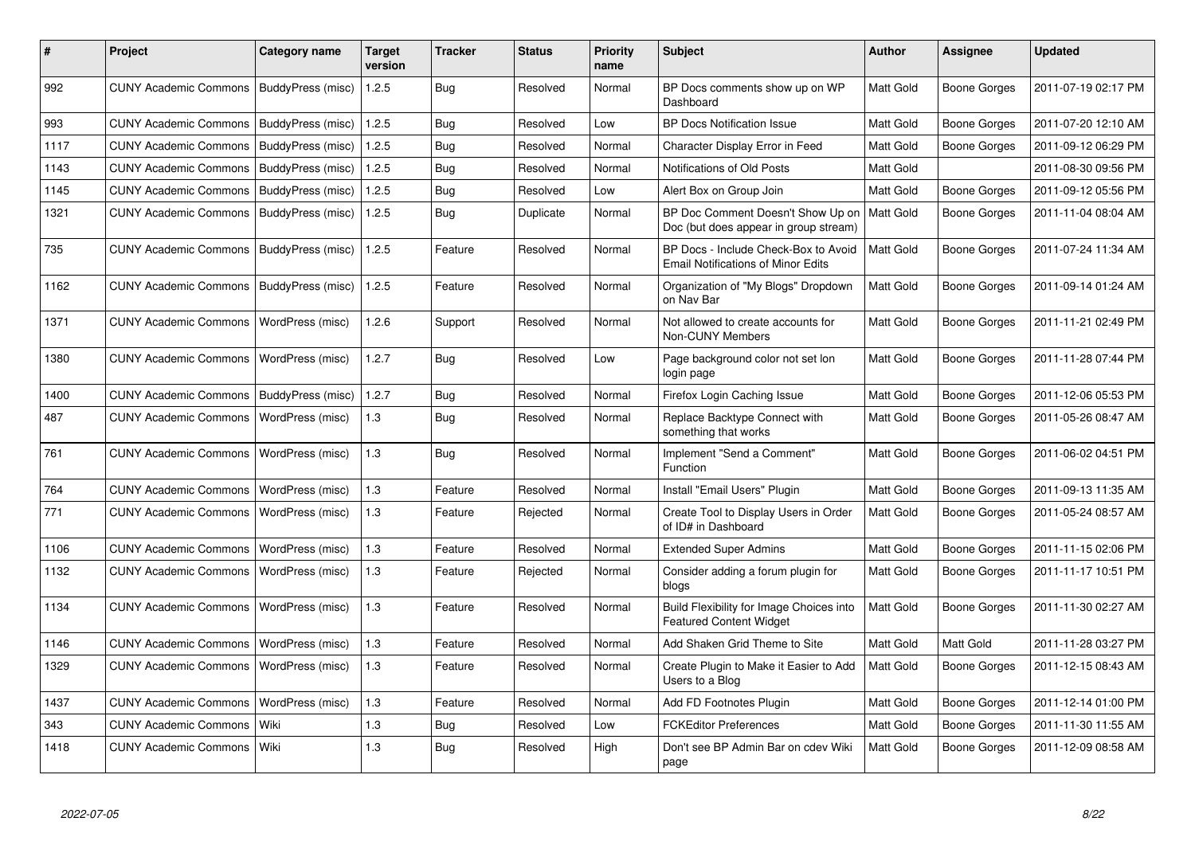| # | Project | Category name | Target version | Tracker | Status | Priority name | Subject | Author | Assignee | Updated |
|---|---|---|---|---|---|---|---|---|---|---|
| 992 | CUNY Academic Commons | BuddyPress (misc) | 1.2.5 | Bug | Resolved | Normal | BP Docs comments show up on WP Dashboard | Matt Gold | Boone Gorges | 2011-07-19 02:17 PM |
| 993 | CUNY Academic Commons | BuddyPress (misc) | 1.2.5 | Bug | Resolved | Low | BP Docs Notification Issue | Matt Gold | Boone Gorges | 2011-07-20 12:10 AM |
| 1117 | CUNY Academic Commons | BuddyPress (misc) | 1.2.5 | Bug | Resolved | Normal | Character Display Error in Feed | Matt Gold | Boone Gorges | 2011-09-12 06:29 PM |
| 1143 | CUNY Academic Commons | BuddyPress (misc) | 1.2.5 | Bug | Resolved | Normal | Notifications of Old Posts | Matt Gold | | 2011-08-30 09:56 PM |
| 1145 | CUNY Academic Commons | BuddyPress (misc) | 1.2.5 | Bug | Resolved | Low | Alert Box on Group Join | Matt Gold | Boone Gorges | 2011-09-12 05:56 PM |
| 1321 | CUNY Academic Commons | BuddyPress (misc) | 1.2.5 | Bug | Duplicate | Normal | BP Doc Comment Doesn't Show Up on Doc (but does appear in group stream) | Matt Gold | Boone Gorges | 2011-11-04 08:04 AM |
| 735 | CUNY Academic Commons | BuddyPress (misc) | 1.2.5 | Feature | Resolved | Normal | BP Docs - Include Check-Box to Avoid Email Notifications of Minor Edits | Matt Gold | Boone Gorges | 2011-07-24 11:34 AM |
| 1162 | CUNY Academic Commons | BuddyPress (misc) | 1.2.5 | Feature | Resolved | Normal | Organization of "My Blogs" Dropdown on Nav Bar | Matt Gold | Boone Gorges | 2011-09-14 01:24 AM |
| 1371 | CUNY Academic Commons | WordPress (misc) | 1.2.6 | Support | Resolved | Normal | Not allowed to create accounts for Non-CUNY Members | Matt Gold | Boone Gorges | 2011-11-21 02:49 PM |
| 1380 | CUNY Academic Commons | WordPress (misc) | 1.2.7 | Bug | Resolved | Low | Page background color not set lon login page | Matt Gold | Boone Gorges | 2011-11-28 07:44 PM |
| 1400 | CUNY Academic Commons | BuddyPress (misc) | 1.2.7 | Bug | Resolved | Normal | Firefox Login Caching Issue | Matt Gold | Boone Gorges | 2011-12-06 05:53 PM |
| 487 | CUNY Academic Commons | WordPress (misc) | 1.3 | Bug | Resolved | Normal | Replace Backtype Connect with something that works | Matt Gold | Boone Gorges | 2011-05-26 08:47 AM |
| 761 | CUNY Academic Commons | WordPress (misc) | 1.3 | Bug | Resolved | Normal | Implement "Send a Comment" Function | Matt Gold | Boone Gorges | 2011-06-02 04:51 PM |
| 764 | CUNY Academic Commons | WordPress (misc) | 1.3 | Feature | Resolved | Normal | Install "Email Users" Plugin | Matt Gold | Boone Gorges | 2011-09-13 11:35 AM |
| 771 | CUNY Academic Commons | WordPress (misc) | 1.3 | Feature | Rejected | Normal | Create Tool to Display Users in Order of ID# in Dashboard | Matt Gold | Boone Gorges | 2011-05-24 08:57 AM |
| 1106 | CUNY Academic Commons | WordPress (misc) | 1.3 | Feature | Resolved | Normal | Extended Super Admins | Matt Gold | Boone Gorges | 2011-11-15 02:06 PM |
| 1132 | CUNY Academic Commons | WordPress (misc) | 1.3 | Feature | Rejected | Normal | Consider adding a forum plugin for blogs | Matt Gold | Boone Gorges | 2011-11-17 10:51 PM |
| 1134 | CUNY Academic Commons | WordPress (misc) | 1.3 | Feature | Resolved | Normal | Build Flexibility for Image Choices into Featured Content Widget | Matt Gold | Boone Gorges | 2011-11-30 02:27 AM |
| 1146 | CUNY Academic Commons | WordPress (misc) | 1.3 | Feature | Resolved | Normal | Add Shaken Grid Theme to Site | Matt Gold | Matt Gold | 2011-11-28 03:27 PM |
| 1329 | CUNY Academic Commons | WordPress (misc) | 1.3 | Feature | Resolved | Normal | Create Plugin to Make it Easier to Add Users to a Blog | Matt Gold | Boone Gorges | 2011-12-15 08:43 AM |
| 1437 | CUNY Academic Commons | WordPress (misc) | 1.3 | Feature | Resolved | Normal | Add FD Footnotes Plugin | Matt Gold | Boone Gorges | 2011-12-14 01:00 PM |
| 343 | CUNY Academic Commons | Wiki | 1.3 | Bug | Resolved | Low | FCKEditor Preferences | Matt Gold | Boone Gorges | 2011-11-30 11:55 AM |
| 1418 | CUNY Academic Commons | Wiki | 1.3 | Bug | Resolved | High | Don't see BP Admin Bar on cdev Wiki page | Matt Gold | Boone Gorges | 2011-12-09 08:58 AM |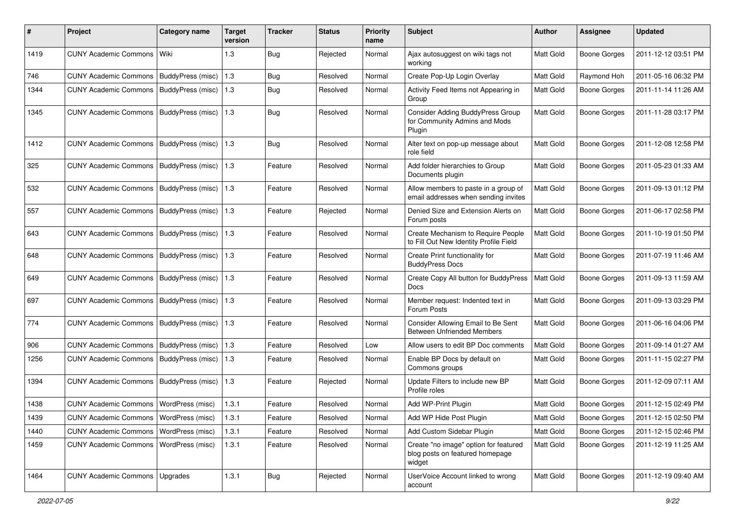| # | Project | Category name | Target version | Tracker | Status | Priority name | Subject | Author | Assignee | Updated |
|---|---|---|---|---|---|---|---|---|---|---|
| 1419 | CUNY Academic Commons | Wiki | 1.3 | Bug | Rejected | Normal | Ajax autosuggest on wiki tags not working | Matt Gold | Boone Gorges | 2011-12-12 03:51 PM |
| 746 | CUNY Academic Commons | BuddyPress (misc) | 1.3 | Bug | Resolved | Normal | Create Pop-Up Login Overlay | Matt Gold | Raymond Hoh | 2011-05-16 06:32 PM |
| 1344 | CUNY Academic Commons | BuddyPress (misc) | 1.3 | Bug | Resolved | Normal | Activity Feed Items not Appearing in Group | Matt Gold | Boone Gorges | 2011-11-14 11:26 AM |
| 1345 | CUNY Academic Commons | BuddyPress (misc) | 1.3 | Bug | Resolved | Normal | Consider Adding BuddyPress Group for Community Admins and Mods Plugin | Matt Gold | Boone Gorges | 2011-11-28 03:17 PM |
| 1412 | CUNY Academic Commons | BuddyPress (misc) | 1.3 | Bug | Resolved | Normal | Alter text on pop-up message about role field | Matt Gold | Boone Gorges | 2011-12-08 12:58 PM |
| 325 | CUNY Academic Commons | BuddyPress (misc) | 1.3 | Feature | Resolved | Normal | Add folder hierarchies to Group Documents plugin | Matt Gold | Boone Gorges | 2011-05-23 01:33 AM |
| 532 | CUNY Academic Commons | BuddyPress (misc) | 1.3 | Feature | Resolved | Normal | Allow members to paste in a group of email addresses when sending invites | Matt Gold | Boone Gorges | 2011-09-13 01:12 PM |
| 557 | CUNY Academic Commons | BuddyPress (misc) | 1.3 | Feature | Rejected | Normal | Denied Size and Extension Alerts on Forum posts | Matt Gold | Boone Gorges | 2011-06-17 02:58 PM |
| 643 | CUNY Academic Commons | BuddyPress (misc) | 1.3 | Feature | Resolved | Normal | Create Mechanism to Require People to Fill Out New Identity Profile Field | Matt Gold | Boone Gorges | 2011-10-19 01:50 PM |
| 648 | CUNY Academic Commons | BuddyPress (misc) | 1.3 | Feature | Resolved | Normal | Create Print functionality for BuddyPress Docs | Matt Gold | Boone Gorges | 2011-07-19 11:46 AM |
| 649 | CUNY Academic Commons | BuddyPress (misc) | 1.3 | Feature | Resolved | Normal | Create Copy All button for BuddyPress Docs | Matt Gold | Boone Gorges | 2011-09-13 11:59 AM |
| 697 | CUNY Academic Commons | BuddyPress (misc) | 1.3 | Feature | Resolved | Normal | Member request: Indented text in Forum Posts | Matt Gold | Boone Gorges | 2011-09-13 03:29 PM |
| 774 | CUNY Academic Commons | BuddyPress (misc) | 1.3 | Feature | Resolved | Normal | Consider Allowing Email to Be Sent Between Unfriended Members | Matt Gold | Boone Gorges | 2011-06-16 04:06 PM |
| 906 | CUNY Academic Commons | BuddyPress (misc) | 1.3 | Feature | Resolved | Low | Allow users to edit BP Doc comments | Matt Gold | Boone Gorges | 2011-09-14 01:27 AM |
| 1256 | CUNY Academic Commons | BuddyPress (misc) | 1.3 | Feature | Resolved | Normal | Enable BP Docs by default on Commons groups | Matt Gold | Boone Gorges | 2011-11-15 02:27 PM |
| 1394 | CUNY Academic Commons | BuddyPress (misc) | 1.3 | Feature | Rejected | Normal | Update Filters to include new BP Profile roles | Matt Gold | Boone Gorges | 2011-12-09 07:11 AM |
| 1438 | CUNY Academic Commons | WordPress (misc) | 1.3.1 | Feature | Resolved | Normal | Add WP-Print Plugin | Matt Gold | Boone Gorges | 2011-12-15 02:49 PM |
| 1439 | CUNY Academic Commons | WordPress (misc) | 1.3.1 | Feature | Resolved | Normal | Add WP Hide Post Plugin | Matt Gold | Boone Gorges | 2011-12-15 02:50 PM |
| 1440 | CUNY Academic Commons | WordPress (misc) | 1.3.1 | Feature | Resolved | Normal | Add Custom Sidebar Plugin | Matt Gold | Boone Gorges | 2011-12-15 02:46 PM |
| 1459 | CUNY Academic Commons | WordPress (misc) | 1.3.1 | Feature | Resolved | Normal | Create "no image" option for featured blog posts on featured homepage widget | Matt Gold | Boone Gorges | 2011-12-19 11:25 AM |
| 1464 | CUNY Academic Commons | Upgrades | 1.3.1 | Bug | Rejected | Normal | UserVoice Account linked to wrong account | Matt Gold | Boone Gorges | 2011-12-19 09:40 AM |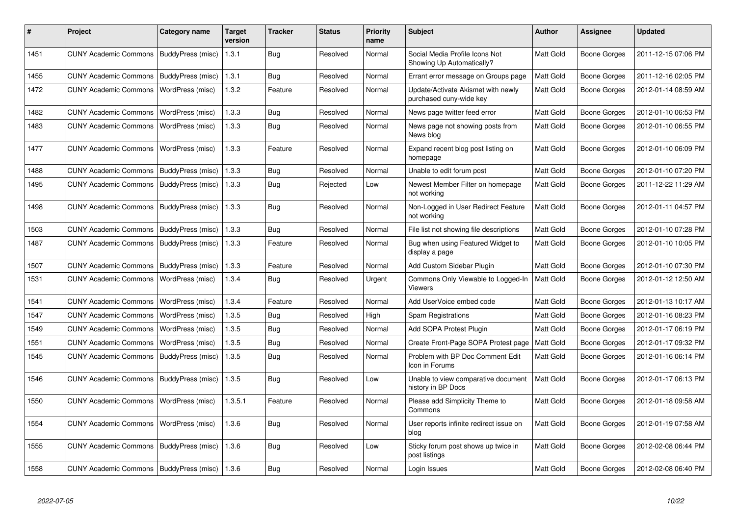| # | Project | Category name | Target version | Tracker | Status | Priority name | Subject | Author | Assignee | Updated |
|---|---|---|---|---|---|---|---|---|---|---|
| 1451 | CUNY Academic Commons | BuddyPress (misc) | 1.3.1 | Bug | Resolved | Normal | Social Media Profile Icons Not Showing Up Automatically? | Matt Gold | Boone Gorges | 2011-12-15 07:06 PM |
| 1455 | CUNY Academic Commons | BuddyPress (misc) | 1.3.1 | Bug | Resolved | Normal | Errant error message on Groups page | Matt Gold | Boone Gorges | 2011-12-16 02:05 PM |
| 1472 | CUNY Academic Commons | WordPress (misc) | 1.3.2 | Feature | Resolved | Normal | Update/Activate Akismet with newly purchased cuny-wide key | Matt Gold | Boone Gorges | 2012-01-14 08:59 AM |
| 1482 | CUNY Academic Commons | WordPress (misc) | 1.3.3 | Bug | Resolved | Normal | News page twitter feed error | Matt Gold | Boone Gorges | 2012-01-10 06:53 PM |
| 1483 | CUNY Academic Commons | WordPress (misc) | 1.3.3 | Bug | Resolved | Normal | News page not showing posts from News blog | Matt Gold | Boone Gorges | 2012-01-10 06:55 PM |
| 1477 | CUNY Academic Commons | WordPress (misc) | 1.3.3 | Feature | Resolved | Normal | Expand recent blog post listing on homepage | Matt Gold | Boone Gorges | 2012-01-10 06:09 PM |
| 1488 | CUNY Academic Commons | BuddyPress (misc) | 1.3.3 | Bug | Resolved | Normal | Unable to edit forum post | Matt Gold | Boone Gorges | 2012-01-10 07:20 PM |
| 1495 | CUNY Academic Commons | BuddyPress (misc) | 1.3.3 | Bug | Rejected | Low | Newest Member Filter on homepage not working | Matt Gold | Boone Gorges | 2011-12-22 11:29 AM |
| 1498 | CUNY Academic Commons | BuddyPress (misc) | 1.3.3 | Bug | Resolved | Normal | Non-Logged in User Redirect Feature not working | Matt Gold | Boone Gorges | 2012-01-11 04:57 PM |
| 1503 | CUNY Academic Commons | BuddyPress (misc) | 1.3.3 | Bug | Resolved | Normal | File list not showing file descriptions | Matt Gold | Boone Gorges | 2012-01-10 07:28 PM |
| 1487 | CUNY Academic Commons | BuddyPress (misc) | 1.3.3 | Feature | Resolved | Normal | Bug when using Featured Widget to display a page | Matt Gold | Boone Gorges | 2012-01-10 10:05 PM |
| 1507 | CUNY Academic Commons | BuddyPress (misc) | 1.3.3 | Feature | Resolved | Normal | Add Custom Sidebar Plugin | Matt Gold | Boone Gorges | 2012-01-10 07:30 PM |
| 1531 | CUNY Academic Commons | WordPress (misc) | 1.3.4 | Bug | Resolved | Urgent | Commons Only Viewable to Logged-In Viewers | Matt Gold | Boone Gorges | 2012-01-12 12:50 AM |
| 1541 | CUNY Academic Commons | WordPress (misc) | 1.3.4 | Feature | Resolved | Normal | Add UserVoice embed code | Matt Gold | Boone Gorges | 2012-01-13 10:17 AM |
| 1547 | CUNY Academic Commons | WordPress (misc) | 1.3.5 | Bug | Resolved | High | Spam Registrations | Matt Gold | Boone Gorges | 2012-01-16 08:23 PM |
| 1549 | CUNY Academic Commons | WordPress (misc) | 1.3.5 | Bug | Resolved | Normal | Add SOPA Protest Plugin | Matt Gold | Boone Gorges | 2012-01-17 06:19 PM |
| 1551 | CUNY Academic Commons | WordPress (misc) | 1.3.5 | Bug | Resolved | Normal | Create Front-Page SOPA Protest page | Matt Gold | Boone Gorges | 2012-01-17 09:32 PM |
| 1545 | CUNY Academic Commons | BuddyPress (misc) | 1.3.5 | Bug | Resolved | Normal | Problem with BP Doc Comment Edit Icon in Forums | Matt Gold | Boone Gorges | 2012-01-16 06:14 PM |
| 1546 | CUNY Academic Commons | BuddyPress (misc) | 1.3.5 | Bug | Resolved | Low | Unable to view comparative document history in BP Docs | Matt Gold | Boone Gorges | 2012-01-17 06:13 PM |
| 1550 | CUNY Academic Commons | WordPress (misc) | 1.3.5.1 | Feature | Resolved | Normal | Please add Simplicity Theme to Commons | Matt Gold | Boone Gorges | 2012-01-18 09:58 AM |
| 1554 | CUNY Academic Commons | WordPress (misc) | 1.3.6 | Bug | Resolved | Normal | User reports infinite redirect issue on blog | Matt Gold | Boone Gorges | 2012-01-19 07:58 AM |
| 1555 | CUNY Academic Commons | BuddyPress (misc) | 1.3.6 | Bug | Resolved | Low | Sticky forum post shows up twice in post listings | Matt Gold | Boone Gorges | 2012-02-08 06:44 PM |
| 1558 | CUNY Academic Commons | BuddyPress (misc) | 1.3.6 | Bug | Resolved | Normal | Login Issues | Matt Gold | Boone Gorges | 2012-02-08 06:40 PM |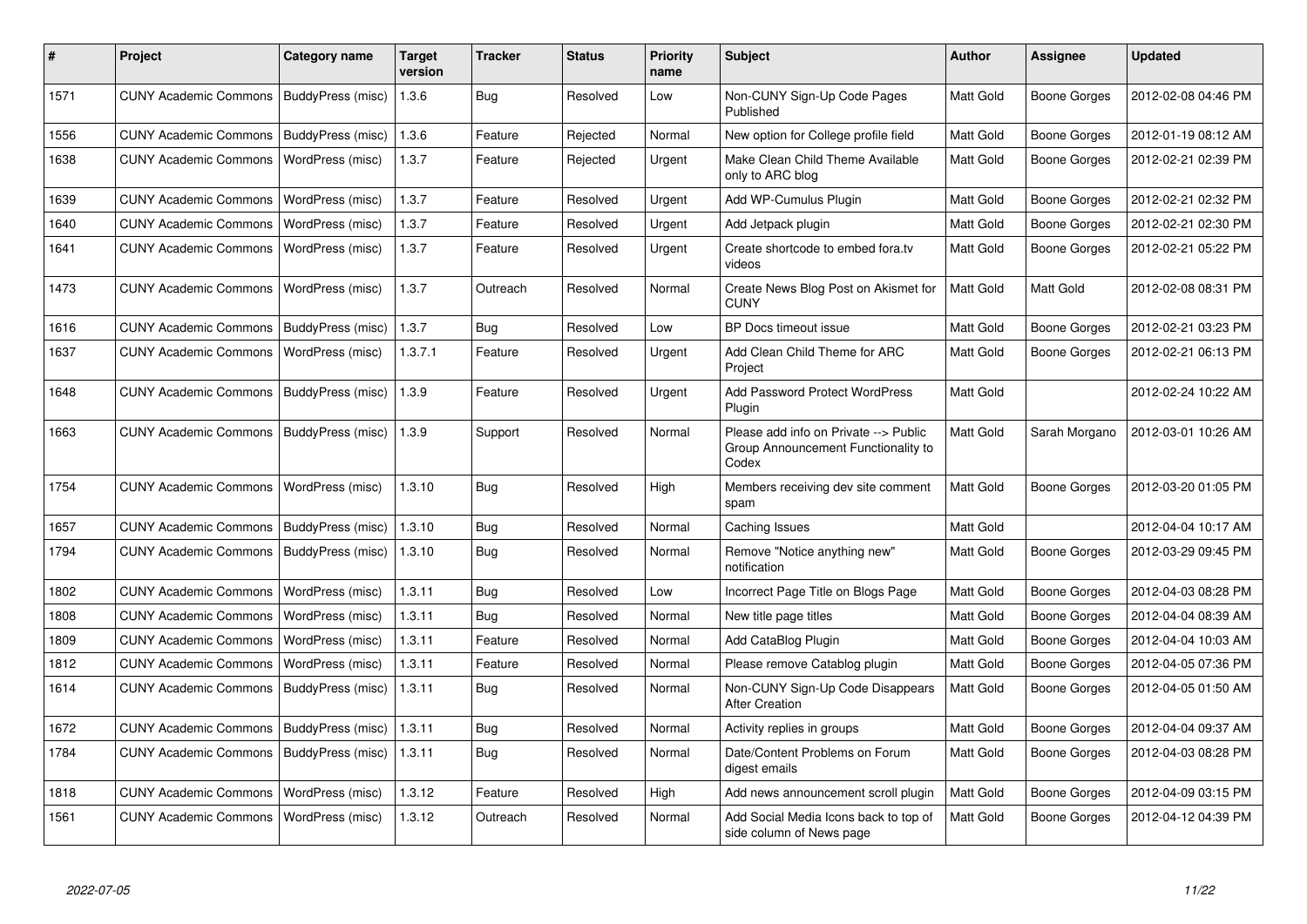| # | Project | Category name | Target version | Tracker | Status | Priority name | Subject | Author | Assignee | Updated |
|---|---|---|---|---|---|---|---|---|---|---|
| 1571 | CUNY Academic Commons | BuddyPress (misc) | 1.3.6 | Bug | Resolved | Low | Non-CUNY Sign-Up Code Pages Published | Matt Gold | Boone Gorges | 2012-02-08 04:46 PM |
| 1556 | CUNY Academic Commons | BuddyPress (misc) | 1.3.6 | Feature | Rejected | Normal | New option for College profile field | Matt Gold | Boone Gorges | 2012-01-19 08:12 AM |
| 1638 | CUNY Academic Commons | WordPress (misc) | 1.3.7 | Feature | Rejected | Urgent | Make Clean Child Theme Available only to ARC blog | Matt Gold | Boone Gorges | 2012-02-21 02:39 PM |
| 1639 | CUNY Academic Commons | WordPress (misc) | 1.3.7 | Feature | Resolved | Urgent | Add WP-Cumulus Plugin | Matt Gold | Boone Gorges | 2012-02-21 02:32 PM |
| 1640 | CUNY Academic Commons | WordPress (misc) | 1.3.7 | Feature | Resolved | Urgent | Add Jetpack plugin | Matt Gold | Boone Gorges | 2012-02-21 02:30 PM |
| 1641 | CUNY Academic Commons | WordPress (misc) | 1.3.7 | Feature | Resolved | Urgent | Create shortcode to embed fora.tv videos | Matt Gold | Boone Gorges | 2012-02-21 05:22 PM |
| 1473 | CUNY Academic Commons | WordPress (misc) | 1.3.7 | Outreach | Resolved | Normal | Create News Blog Post on Akismet for CUNY | Matt Gold | Matt Gold | 2012-02-08 08:31 PM |
| 1616 | CUNY Academic Commons | BuddyPress (misc) | 1.3.7 | Bug | Resolved | Low | BP Docs timeout issue | Matt Gold | Boone Gorges | 2012-02-21 03:23 PM |
| 1637 | CUNY Academic Commons | WordPress (misc) | 1.3.7.1 | Feature | Resolved | Urgent | Add Clean Child Theme for ARC Project | Matt Gold | Boone Gorges | 2012-02-21 06:13 PM |
| 1648 | CUNY Academic Commons | BuddyPress (misc) | 1.3.9 | Feature | Resolved | Urgent | Add Password Protect WordPress Plugin | Matt Gold | | 2012-02-24 10:22 AM |
| 1663 | CUNY Academic Commons | BuddyPress (misc) | 1.3.9 | Support | Resolved | Normal | Please add info on Private --> Public Group Announcement Functionality to Codex | Matt Gold | Sarah Morgano | 2012-03-01 10:26 AM |
| 1754 | CUNY Academic Commons | WordPress (misc) | 1.3.10 | Bug | Resolved | High | Members receiving dev site comment spam | Matt Gold | Boone Gorges | 2012-03-20 01:05 PM |
| 1657 | CUNY Academic Commons | BuddyPress (misc) | 1.3.10 | Bug | Resolved | Normal | Caching Issues | Matt Gold | | 2012-04-04 10:17 AM |
| 1794 | CUNY Academic Commons | BuddyPress (misc) | 1.3.10 | Bug | Resolved | Normal | Remove "Notice anything new" notification | Matt Gold | Boone Gorges | 2012-03-29 09:45 PM |
| 1802 | CUNY Academic Commons | WordPress (misc) | 1.3.11 | Bug | Resolved | Low | Incorrect Page Title on Blogs Page | Matt Gold | Boone Gorges | 2012-04-03 08:28 PM |
| 1808 | CUNY Academic Commons | WordPress (misc) | 1.3.11 | Bug | Resolved | Normal | New title page titles | Matt Gold | Boone Gorges | 2012-04-04 08:39 AM |
| 1809 | CUNY Academic Commons | WordPress (misc) | 1.3.11 | Feature | Resolved | Normal | Add CataBlog Plugin | Matt Gold | Boone Gorges | 2012-04-04 10:03 AM |
| 1812 | CUNY Academic Commons | WordPress (misc) | 1.3.11 | Feature | Resolved | Normal | Please remove Catablog plugin | Matt Gold | Boone Gorges | 2012-04-05 07:36 PM |
| 1614 | CUNY Academic Commons | BuddyPress (misc) | 1.3.11 | Bug | Resolved | Normal | Non-CUNY Sign-Up Code Disappears After Creation | Matt Gold | Boone Gorges | 2012-04-05 01:50 AM |
| 1672 | CUNY Academic Commons | BuddyPress (misc) | 1.3.11 | Bug | Resolved | Normal | Activity replies in groups | Matt Gold | Boone Gorges | 2012-04-04 09:37 AM |
| 1784 | CUNY Academic Commons | BuddyPress (misc) | 1.3.11 | Bug | Resolved | Normal | Date/Content Problems on Forum digest emails | Matt Gold | Boone Gorges | 2012-04-03 08:28 PM |
| 1818 | CUNY Academic Commons | WordPress (misc) | 1.3.12 | Feature | Resolved | High | Add news announcement scroll plugin | Matt Gold | Boone Gorges | 2012-04-09 03:15 PM |
| 1561 | CUNY Academic Commons | WordPress (misc) | 1.3.12 | Outreach | Resolved | Normal | Add Social Media Icons back to top of side column of News page | Matt Gold | Boone Gorges | 2012-04-12 04:39 PM |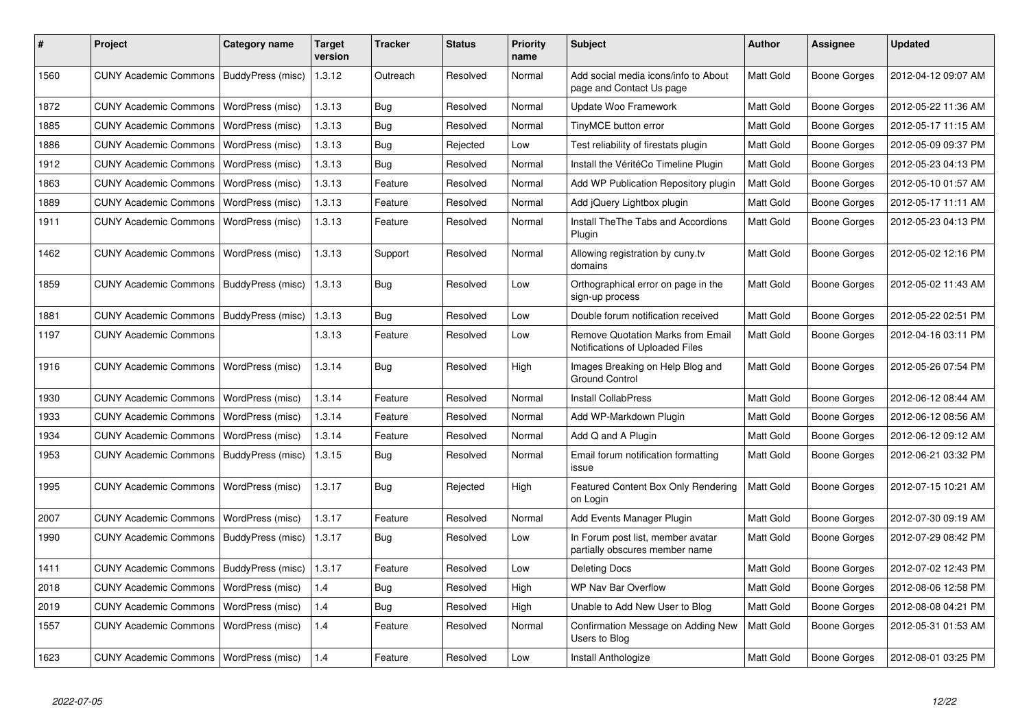| # | Project | Category name | Target version | Tracker | Status | Priority name | Subject | Author | Assignee | Updated |
|---|---|---|---|---|---|---|---|---|---|---|
| 1560 | CUNY Academic Commons | BuddyPress (misc) | 1.3.12 | Outreach | Resolved | Normal | Add social media icons/info to About page and Contact Us page | Matt Gold | Boone Gorges | 2012-04-12 09:07 AM |
| 1872 | CUNY Academic Commons | WordPress (misc) | 1.3.13 | Bug | Resolved | Normal | Update Woo Framework | Matt Gold | Boone Gorges | 2012-05-22 11:36 AM |
| 1885 | CUNY Academic Commons | WordPress (misc) | 1.3.13 | Bug | Resolved | Normal | TinyMCE button error | Matt Gold | Boone Gorges | 2012-05-17 11:15 AM |
| 1886 | CUNY Academic Commons | WordPress (misc) | 1.3.13 | Bug | Rejected | Low | Test reliability of firestats plugin | Matt Gold | Boone Gorges | 2012-05-09 09:37 PM |
| 1912 | CUNY Academic Commons | WordPress (misc) | 1.3.13 | Bug | Resolved | Normal | Install the VéritéCo Timeline Plugin | Matt Gold | Boone Gorges | 2012-05-23 04:13 PM |
| 1863 | CUNY Academic Commons | WordPress (misc) | 1.3.13 | Feature | Resolved | Normal | Add WP Publication Repository plugin | Matt Gold | Boone Gorges | 2012-05-10 01:57 AM |
| 1889 | CUNY Academic Commons | WordPress (misc) | 1.3.13 | Feature | Resolved | Normal | Add jQuery Lightbox plugin | Matt Gold | Boone Gorges | 2012-05-17 11:11 AM |
| 1911 | CUNY Academic Commons | WordPress (misc) | 1.3.13 | Feature | Resolved | Normal | Install TheThe Tabs and Accordions Plugin | Matt Gold | Boone Gorges | 2012-05-23 04:13 PM |
| 1462 | CUNY Academic Commons | WordPress (misc) | 1.3.13 | Support | Resolved | Normal | Allowing registration by cuny.tv domains | Matt Gold | Boone Gorges | 2012-05-02 12:16 PM |
| 1859 | CUNY Academic Commons | BuddyPress (misc) | 1.3.13 | Bug | Resolved | Low | Orthographical error on page in the sign-up process | Matt Gold | Boone Gorges | 2012-05-02 11:43 AM |
| 1881 | CUNY Academic Commons | BuddyPress (misc) | 1.3.13 | Bug | Resolved | Low | Double forum notification received | Matt Gold | Boone Gorges | 2012-05-22 02:51 PM |
| 1197 | CUNY Academic Commons | | 1.3.13 | Feature | Resolved | Low | Remove Quotation Marks from Email Notifications of Uploaded Files | Matt Gold | Boone Gorges | 2012-04-16 03:11 PM |
| 1916 | CUNY Academic Commons | WordPress (misc) | 1.3.14 | Bug | Resolved | High | Images Breaking on Help Blog and Ground Control | Matt Gold | Boone Gorges | 2012-05-26 07:54 PM |
| 1930 | CUNY Academic Commons | WordPress (misc) | 1.3.14 | Feature | Resolved | Normal | Install CollabPress | Matt Gold | Boone Gorges | 2012-06-12 08:44 AM |
| 1933 | CUNY Academic Commons | WordPress (misc) | 1.3.14 | Feature | Resolved | Normal | Add WP-Markdown Plugin | Matt Gold | Boone Gorges | 2012-06-12 08:56 AM |
| 1934 | CUNY Academic Commons | WordPress (misc) | 1.3.14 | Feature | Resolved | Normal | Add Q and A Plugin | Matt Gold | Boone Gorges | 2012-06-12 09:12 AM |
| 1953 | CUNY Academic Commons | BuddyPress (misc) | 1.3.15 | Bug | Resolved | Normal | Email forum notification formatting issue | Matt Gold | Boone Gorges | 2012-06-21 03:32 PM |
| 1995 | CUNY Academic Commons | WordPress (misc) | 1.3.17 | Bug | Rejected | High | Featured Content Box Only Rendering on Login | Matt Gold | Boone Gorges | 2012-07-15 10:21 AM |
| 2007 | CUNY Academic Commons | WordPress (misc) | 1.3.17 | Feature | Resolved | Normal | Add Events Manager Plugin | Matt Gold | Boone Gorges | 2012-07-30 09:19 AM |
| 1990 | CUNY Academic Commons | BuddyPress (misc) | 1.3.17 | Bug | Resolved | Low | In Forum post list, member avatar partially obscures member name | Matt Gold | Boone Gorges | 2012-07-29 08:42 PM |
| 1411 | CUNY Academic Commons | BuddyPress (misc) | 1.3.17 | Feature | Resolved | Low | Deleting Docs | Matt Gold | Boone Gorges | 2012-07-02 12:43 PM |
| 2018 | CUNY Academic Commons | WordPress (misc) | 1.4 | Bug | Resolved | High | WP Nav Bar Overflow | Matt Gold | Boone Gorges | 2012-08-06 12:58 PM |
| 2019 | CUNY Academic Commons | WordPress (misc) | 1.4 | Bug | Resolved | High | Unable to Add New User to Blog | Matt Gold | Boone Gorges | 2012-08-08 04:21 PM |
| 1557 | CUNY Academic Commons | WordPress (misc) | 1.4 | Feature | Resolved | Normal | Confirmation Message on Adding New Users to Blog | Matt Gold | Boone Gorges | 2012-05-31 01:53 AM |
| 1623 | CUNY Academic Commons | WordPress (misc) | 1.4 | Feature | Resolved | Low | Install Anthologize | Matt Gold | Boone Gorges | 2012-08-01 03:25 PM |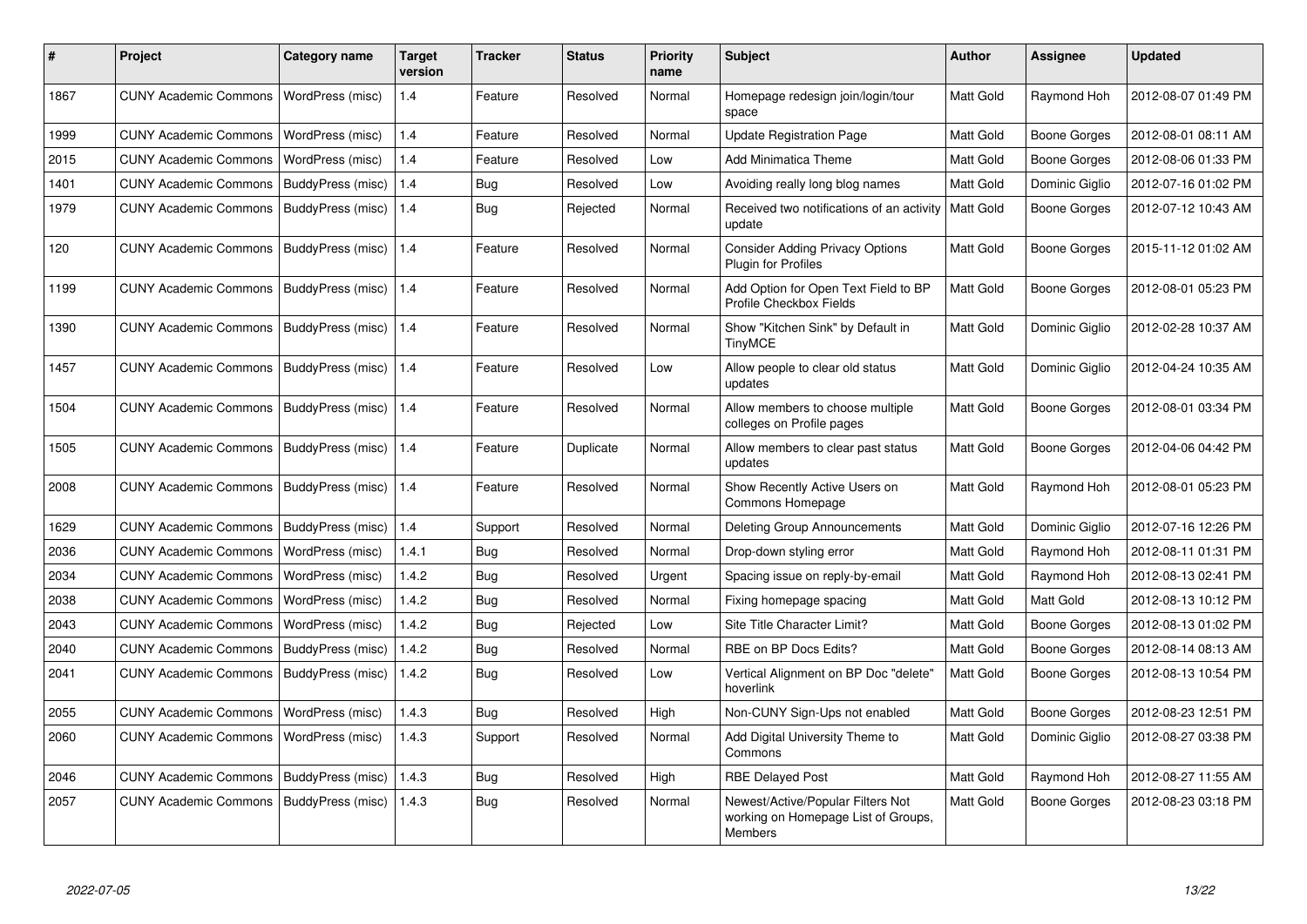| # | Project | Category name | Target version | Tracker | Status | Priority name | Subject | Author | Assignee | Updated |
|---|---|---|---|---|---|---|---|---|---|---|
| 1867 | CUNY Academic Commons | WordPress (misc) | 1.4 | Feature | Resolved | Normal | Homepage redesign join/login/tour space | Matt Gold | Raymond Hoh | 2012-08-07 01:49 PM |
| 1999 | CUNY Academic Commons | WordPress (misc) | 1.4 | Feature | Resolved | Normal | Update Registration Page | Matt Gold | Boone Gorges | 2012-08-01 08:11 AM |
| 2015 | CUNY Academic Commons | WordPress (misc) | 1.4 | Feature | Resolved | Low | Add Minimatica Theme | Matt Gold | Boone Gorges | 2012-08-06 01:33 PM |
| 1401 | CUNY Academic Commons | BuddyPress (misc) | 1.4 | Bug | Resolved | Low | Avoiding really long blog names | Matt Gold | Dominic Giglio | 2012-07-16 01:02 PM |
| 1979 | CUNY Academic Commons | BuddyPress (misc) | 1.4 | Bug | Rejected | Normal | Received two notifications of an activity update | Matt Gold | Boone Gorges | 2012-07-12 10:43 AM |
| 120 | CUNY Academic Commons | BuddyPress (misc) | 1.4 | Feature | Resolved | Normal | Consider Adding Privacy Options Plugin for Profiles | Matt Gold | Boone Gorges | 2015-11-12 01:02 AM |
| 1199 | CUNY Academic Commons | BuddyPress (misc) | 1.4 | Feature | Resolved | Normal | Add Option for Open Text Field to BP Profile Checkbox Fields | Matt Gold | Boone Gorges | 2012-08-01 05:23 PM |
| 1390 | CUNY Academic Commons | BuddyPress (misc) | 1.4 | Feature | Resolved | Normal | Show "Kitchen Sink" by Default in TinyMCE | Matt Gold | Dominic Giglio | 2012-02-28 10:37 AM |
| 1457 | CUNY Academic Commons | BuddyPress (misc) | 1.4 | Feature | Resolved | Low | Allow people to clear old status updates | Matt Gold | Dominic Giglio | 2012-04-24 10:35 AM |
| 1504 | CUNY Academic Commons | BuddyPress (misc) | 1.4 | Feature | Resolved | Normal | Allow members to choose multiple colleges on Profile pages | Matt Gold | Boone Gorges | 2012-08-01 03:34 PM |
| 1505 | CUNY Academic Commons | BuddyPress (misc) | 1.4 | Feature | Duplicate | Normal | Allow members to clear past status updates | Matt Gold | Boone Gorges | 2012-04-06 04:42 PM |
| 2008 | CUNY Academic Commons | BuddyPress (misc) | 1.4 | Feature | Resolved | Normal | Show Recently Active Users on Commons Homepage | Matt Gold | Raymond Hoh | 2012-08-01 05:23 PM |
| 1629 | CUNY Academic Commons | BuddyPress (misc) | 1.4 | Support | Resolved | Normal | Deleting Group Announcements | Matt Gold | Dominic Giglio | 2012-07-16 12:26 PM |
| 2036 | CUNY Academic Commons | WordPress (misc) | 1.4.1 | Bug | Resolved | Normal | Drop-down styling error | Matt Gold | Raymond Hoh | 2012-08-11 01:31 PM |
| 2034 | CUNY Academic Commons | WordPress (misc) | 1.4.2 | Bug | Resolved | Urgent | Spacing issue on reply-by-email | Matt Gold | Raymond Hoh | 2012-08-13 02:41 PM |
| 2038 | CUNY Academic Commons | WordPress (misc) | 1.4.2 | Bug | Resolved | Normal | Fixing homepage spacing | Matt Gold | Matt Gold | 2012-08-13 10:12 PM |
| 2043 | CUNY Academic Commons | WordPress (misc) | 1.4.2 | Bug | Rejected | Low | Site Title Character Limit? | Matt Gold | Boone Gorges | 2012-08-13 01:02 PM |
| 2040 | CUNY Academic Commons | BuddyPress (misc) | 1.4.2 | Bug | Resolved | Normal | RBE on BP Docs Edits? | Matt Gold | Boone Gorges | 2012-08-14 08:13 AM |
| 2041 | CUNY Academic Commons | BuddyPress (misc) | 1.4.2 | Bug | Resolved | Low | Vertical Alignment on BP Doc "delete" hoverlink | Matt Gold | Boone Gorges | 2012-08-13 10:54 PM |
| 2055 | CUNY Academic Commons | WordPress (misc) | 1.4.3 | Bug | Resolved | High | Non-CUNY Sign-Ups not enabled | Matt Gold | Boone Gorges | 2012-08-23 12:51 PM |
| 2060 | CUNY Academic Commons | WordPress (misc) | 1.4.3 | Support | Resolved | Normal | Add Digital University Theme to Commons | Matt Gold | Dominic Giglio | 2012-08-27 03:38 PM |
| 2046 | CUNY Academic Commons | BuddyPress (misc) | 1.4.3 | Bug | Resolved | High | RBE Delayed Post | Matt Gold | Raymond Hoh | 2012-08-27 11:55 AM |
| 2057 | CUNY Academic Commons | BuddyPress (misc) | 1.4.3 | Bug | Resolved | Normal | Newest/Active/Popular Filters Not working on Homepage List of Groups, Members | Matt Gold | Boone Gorges | 2012-08-23 03:18 PM |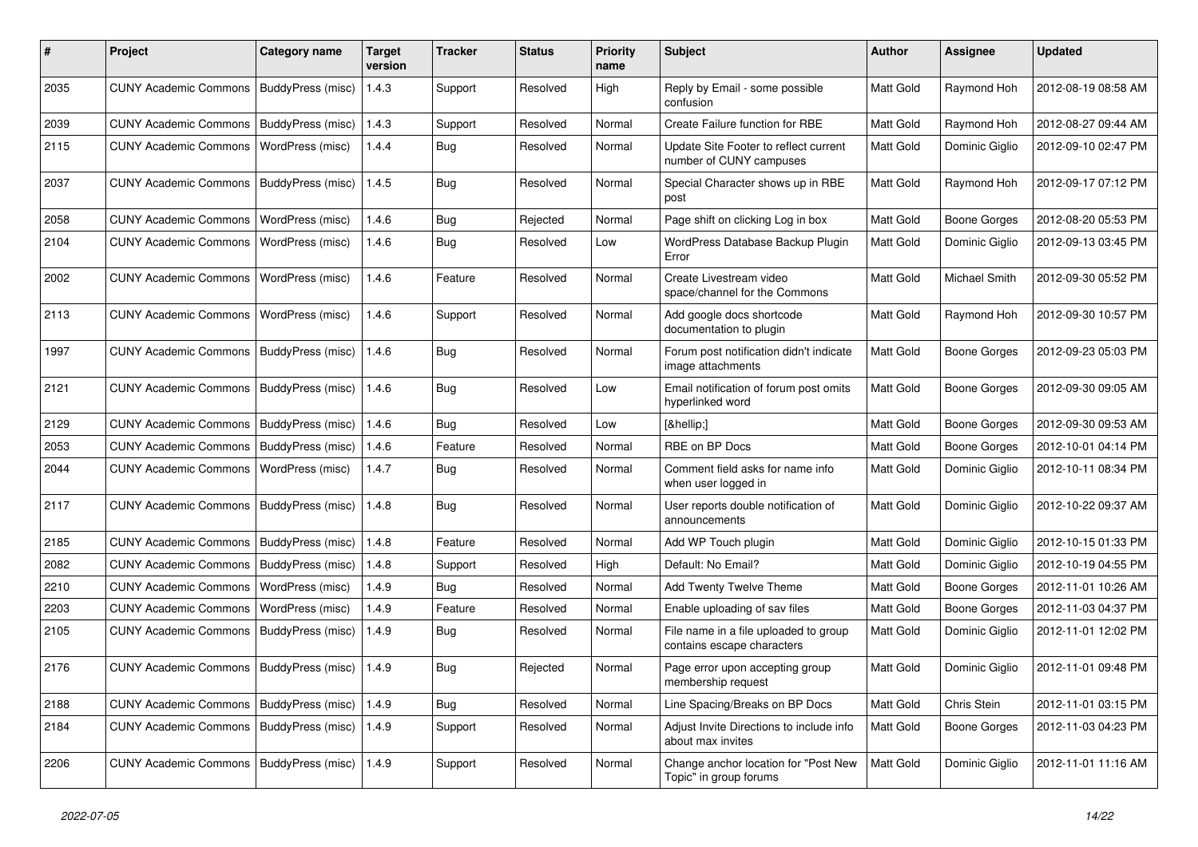| # | Project | Category name | Target version | Tracker | Status | Priority name | Subject | Author | Assignee | Updated |
|---|---|---|---|---|---|---|---|---|---|---|
| 2035 | CUNY Academic Commons | BuddyPress (misc) | 1.4.3 | Support | Resolved | High | Reply by Email - some possible confusion | Matt Gold | Raymond Hoh | 2012-08-19 08:58 AM |
| 2039 | CUNY Academic Commons | BuddyPress (misc) | 1.4.3 | Support | Resolved | Normal | Create Failure function for RBE | Matt Gold | Raymond Hoh | 2012-08-27 09:44 AM |
| 2115 | CUNY Academic Commons | WordPress (misc) | 1.4.4 | Bug | Resolved | Normal | Update Site Footer to reflect current number of CUNY campuses | Matt Gold | Dominic Giglio | 2012-09-10 02:47 PM |
| 2037 | CUNY Academic Commons | BuddyPress (misc) | 1.4.5 | Bug | Resolved | Normal | Special Character shows up in RBE post | Matt Gold | Raymond Hoh | 2012-09-17 07:12 PM |
| 2058 | CUNY Academic Commons | WordPress (misc) | 1.4.6 | Bug | Rejected | Normal | Page shift on clicking Log in box | Matt Gold | Boone Gorges | 2012-08-20 05:53 PM |
| 2104 | CUNY Academic Commons | WordPress (misc) | 1.4.6 | Bug | Resolved | Low | WordPress Database Backup Plugin Error | Matt Gold | Dominic Giglio | 2012-09-13 03:45 PM |
| 2002 | CUNY Academic Commons | WordPress (misc) | 1.4.6 | Feature | Resolved | Normal | Create Livestream video space/channel for the Commons | Matt Gold | Michael Smith | 2012-09-30 05:52 PM |
| 2113 | CUNY Academic Commons | WordPress (misc) | 1.4.6 | Support | Resolved | Normal | Add google docs shortcode documentation to plugin | Matt Gold | Raymond Hoh | 2012-09-30 10:57 PM |
| 1997 | CUNY Academic Commons | BuddyPress (misc) | 1.4.6 | Bug | Resolved | Normal | Forum post notification didn't indicate image attachments | Matt Gold | Boone Gorges | 2012-09-23 05:03 PM |
| 2121 | CUNY Academic Commons | BuddyPress (misc) | 1.4.6 | Bug | Resolved | Low | Email notification of forum post omits hyperlinked word | Matt Gold | Boone Gorges | 2012-09-30 09:05 AM |
| 2129 | CUNY Academic Commons | BuddyPress (misc) | 1.4.6 | Bug | Resolved | Low | [&hellip;] | Matt Gold | Boone Gorges | 2012-09-30 09:53 AM |
| 2053 | CUNY Academic Commons | BuddyPress (misc) | 1.4.6 | Feature | Resolved | Normal | RBE on BP Docs | Matt Gold | Boone Gorges | 2012-10-01 04:14 PM |
| 2044 | CUNY Academic Commons | WordPress (misc) | 1.4.7 | Bug | Resolved | Normal | Comment field asks for name info when user logged in | Matt Gold | Dominic Giglio | 2012-10-11 08:34 PM |
| 2117 | CUNY Academic Commons | BuddyPress (misc) | 1.4.8 | Bug | Resolved | Normal | User reports double notification of announcements | Matt Gold | Dominic Giglio | 2012-10-22 09:37 AM |
| 2185 | CUNY Academic Commons | BuddyPress (misc) | 1.4.8 | Feature | Resolved | Normal | Add WP Touch plugin | Matt Gold | Dominic Giglio | 2012-10-15 01:33 PM |
| 2082 | CUNY Academic Commons | BuddyPress (misc) | 1.4.8 | Support | Resolved | High | Default: No Email? | Matt Gold | Dominic Giglio | 2012-10-19 04:55 PM |
| 2210 | CUNY Academic Commons | WordPress (misc) | 1.4.9 | Bug | Resolved | Normal | Add Twenty Twelve Theme | Matt Gold | Boone Gorges | 2012-11-01 10:26 AM |
| 2203 | CUNY Academic Commons | WordPress (misc) | 1.4.9 | Feature | Resolved | Normal | Enable uploading of sav files | Matt Gold | Boone Gorges | 2012-11-03 04:37 PM |
| 2105 | CUNY Academic Commons | BuddyPress (misc) | 1.4.9 | Bug | Resolved | Normal | File name in a file uploaded to group contains escape characters | Matt Gold | Dominic Giglio | 2012-11-01 12:02 PM |
| 2176 | CUNY Academic Commons | BuddyPress (misc) | 1.4.9 | Bug | Rejected | Normal | Page error upon accepting group membership request | Matt Gold | Dominic Giglio | 2012-11-01 09:48 PM |
| 2188 | CUNY Academic Commons | BuddyPress (misc) | 1.4.9 | Bug | Resolved | Normal | Line Spacing/Breaks on BP Docs | Matt Gold | Chris Stein | 2012-11-01 03:15 PM |
| 2184 | CUNY Academic Commons | BuddyPress (misc) | 1.4.9 | Support | Resolved | Normal | Adjust Invite Directions to include info about max invites | Matt Gold | Boone Gorges | 2012-11-03 04:23 PM |
| 2206 | CUNY Academic Commons | BuddyPress (misc) | 1.4.9 | Support | Resolved | Normal | Change anchor location for "Post New Topic" in group forums | Matt Gold | Dominic Giglio | 2012-11-01 11:16 AM |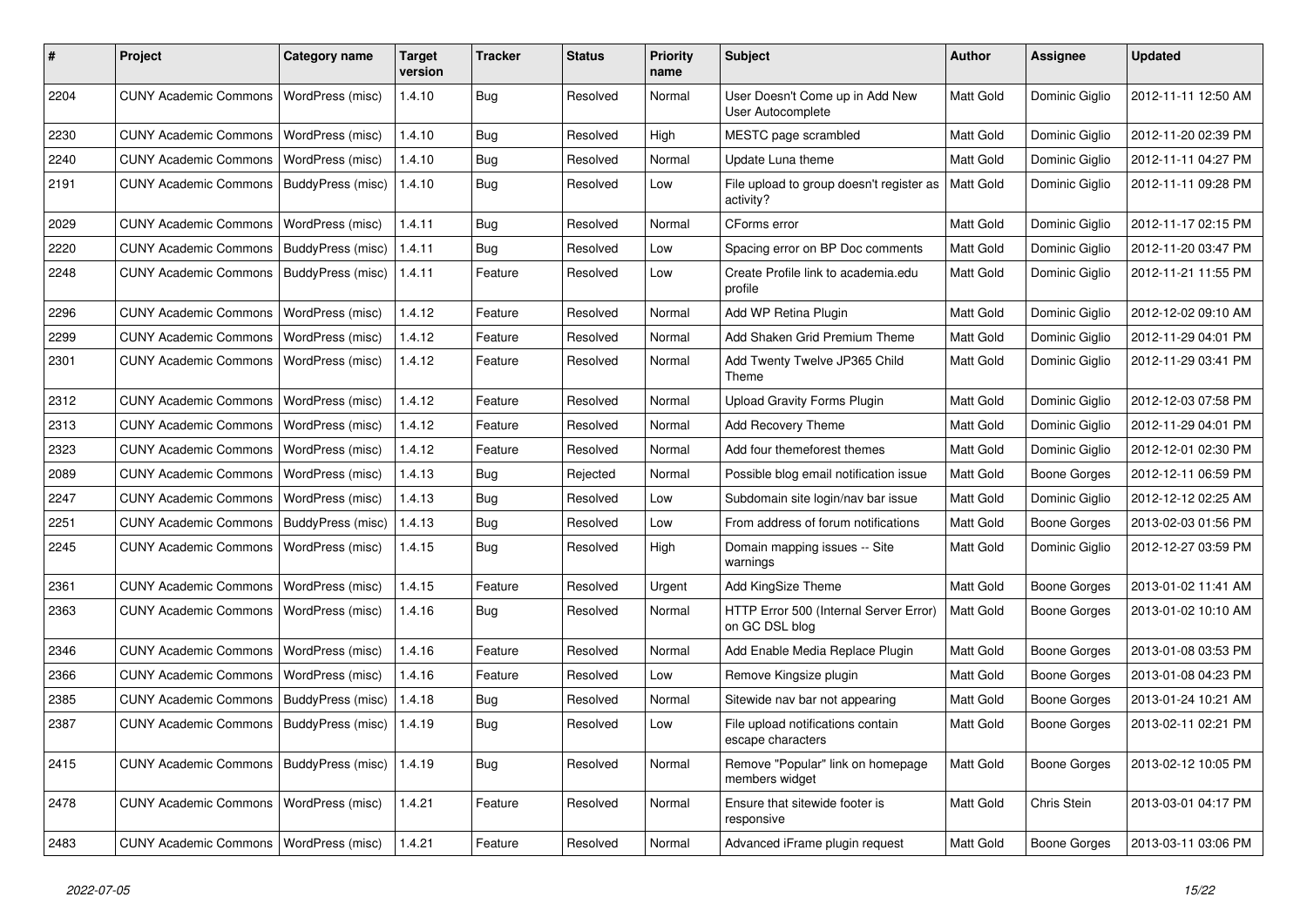| # | Project | Category name | Target version | Tracker | Status | Priority name | Subject | Author | Assignee | Updated |
|---|---|---|---|---|---|---|---|---|---|---|
| 2204 | CUNY Academic Commons | WordPress (misc) | 1.4.10 | Bug | Resolved | Normal | User Doesn't Come up in Add New User Autocomplete | Matt Gold | Dominic Giglio | 2012-11-11 12:50 AM |
| 2230 | CUNY Academic Commons | WordPress (misc) | 1.4.10 | Bug | Resolved | High | MESTC page scrambled | Matt Gold | Dominic Giglio | 2012-11-20 02:39 PM |
| 2240 | CUNY Academic Commons | WordPress (misc) | 1.4.10 | Bug | Resolved | Normal | Update Luna theme | Matt Gold | Dominic Giglio | 2012-11-11 04:27 PM |
| 2191 | CUNY Academic Commons | BuddyPress (misc) | 1.4.10 | Bug | Resolved | Low | File upload to group doesn't register as activity? | Matt Gold | Dominic Giglio | 2012-11-11 09:28 PM |
| 2029 | CUNY Academic Commons | WordPress (misc) | 1.4.11 | Bug | Resolved | Normal | CForms error | Matt Gold | Dominic Giglio | 2012-11-17 02:15 PM |
| 2220 | CUNY Academic Commons | BuddyPress (misc) | 1.4.11 | Bug | Resolved | Low | Spacing error on BP Doc comments | Matt Gold | Dominic Giglio | 2012-11-20 03:47 PM |
| 2248 | CUNY Academic Commons | BuddyPress (misc) | 1.4.11 | Feature | Resolved | Low | Create Profile link to academia.edu profile | Matt Gold | Dominic Giglio | 2012-11-21 11:55 PM |
| 2296 | CUNY Academic Commons | WordPress (misc) | 1.4.12 | Feature | Resolved | Normal | Add WP Retina Plugin | Matt Gold | Dominic Giglio | 2012-12-02 09:10 AM |
| 2299 | CUNY Academic Commons | WordPress (misc) | 1.4.12 | Feature | Resolved | Normal | Add Shaken Grid Premium Theme | Matt Gold | Dominic Giglio | 2012-11-29 04:01 PM |
| 2301 | CUNY Academic Commons | WordPress (misc) | 1.4.12 | Feature | Resolved | Normal | Add Twenty Twelve JP365 Child Theme | Matt Gold | Dominic Giglio | 2012-11-29 03:41 PM |
| 2312 | CUNY Academic Commons | WordPress (misc) | 1.4.12 | Feature | Resolved | Normal | Upload Gravity Forms Plugin | Matt Gold | Dominic Giglio | 2012-12-03 07:58 PM |
| 2313 | CUNY Academic Commons | WordPress (misc) | 1.4.12 | Feature | Resolved | Normal | Add Recovery Theme | Matt Gold | Dominic Giglio | 2012-11-29 04:01 PM |
| 2323 | CUNY Academic Commons | WordPress (misc) | 1.4.12 | Feature | Resolved | Normal | Add four themeforest themes | Matt Gold | Dominic Giglio | 2012-12-01 02:30 PM |
| 2089 | CUNY Academic Commons | WordPress (misc) | 1.4.13 | Bug | Rejected | Normal | Possible blog email notification issue | Matt Gold | Boone Gorges | 2012-12-11 06:59 PM |
| 2247 | CUNY Academic Commons | WordPress (misc) | 1.4.13 | Bug | Resolved | Low | Subdomain site login/nav bar issue | Matt Gold | Dominic Giglio | 2012-12-12 02:25 AM |
| 2251 | CUNY Academic Commons | BuddyPress (misc) | 1.4.13 | Bug | Resolved | Low | From address of forum notifications | Matt Gold | Boone Gorges | 2013-02-03 01:56 PM |
| 2245 | CUNY Academic Commons | WordPress (misc) | 1.4.15 | Bug | Resolved | High | Domain mapping issues -- Site warnings | Matt Gold | Dominic Giglio | 2012-12-27 03:59 PM |
| 2361 | CUNY Academic Commons | WordPress (misc) | 1.4.15 | Feature | Resolved | Urgent | Add KingSize Theme | Matt Gold | Boone Gorges | 2013-01-02 11:41 AM |
| 2363 | CUNY Academic Commons | WordPress (misc) | 1.4.16 | Bug | Resolved | Normal | HTTP Error 500 (Internal Server Error) on GC DSL blog | Matt Gold | Boone Gorges | 2013-01-02 10:10 AM |
| 2346 | CUNY Academic Commons | WordPress (misc) | 1.4.16 | Feature | Resolved | Normal | Add Enable Media Replace Plugin | Matt Gold | Boone Gorges | 2013-01-08 03:53 PM |
| 2366 | CUNY Academic Commons | WordPress (misc) | 1.4.16 | Feature | Resolved | Low | Remove Kingsize plugin | Matt Gold | Boone Gorges | 2013-01-08 04:23 PM |
| 2385 | CUNY Academic Commons | BuddyPress (misc) | 1.4.18 | Bug | Resolved | Normal | Sitewide nav bar not appearing | Matt Gold | Boone Gorges | 2013-01-24 10:21 AM |
| 2387 | CUNY Academic Commons | BuddyPress (misc) | 1.4.19 | Bug | Resolved | Low | File upload notifications contain escape characters | Matt Gold | Boone Gorges | 2013-02-11 02:21 PM |
| 2415 | CUNY Academic Commons | BuddyPress (misc) | 1.4.19 | Bug | Resolved | Normal | Remove "Popular" link on homepage members widget | Matt Gold | Boone Gorges | 2013-02-12 10:05 PM |
| 2478 | CUNY Academic Commons | WordPress (misc) | 1.4.21 | Feature | Resolved | Normal | Ensure that sitewide footer is responsive | Matt Gold | Chris Stein | 2013-03-01 04:17 PM |
| 2483 | CUNY Academic Commons | WordPress (misc) | 1.4.21 | Feature | Resolved | Normal | Advanced iFrame plugin request | Matt Gold | Boone Gorges | 2013-03-11 03:06 PM |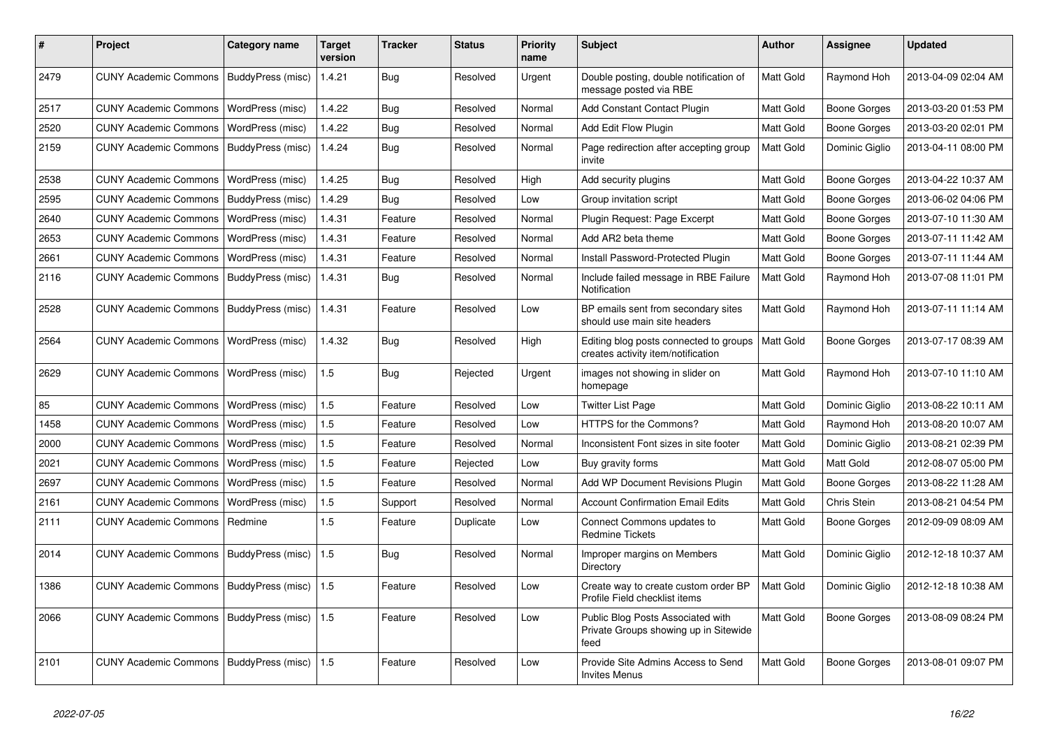| # | Project | Category name | Target version | Tracker | Status | Priority name | Subject | Author | Assignee | Updated |
|---|---|---|---|---|---|---|---|---|---|---|
| 2479 | CUNY Academic Commons | BuddyPress (misc) | 1.4.21 | Bug | Resolved | Urgent | Double posting, double notification of message posted via RBE | Matt Gold | Raymond Hoh | 2013-04-09 02:04 AM |
| 2517 | CUNY Academic Commons | WordPress (misc) | 1.4.22 | Bug | Resolved | Normal | Add Constant Contact Plugin | Matt Gold | Boone Gorges | 2013-03-20 01:53 PM |
| 2520 | CUNY Academic Commons | WordPress (misc) | 1.4.22 | Bug | Resolved | Normal | Add Edit Flow Plugin | Matt Gold | Boone Gorges | 2013-03-20 02:01 PM |
| 2159 | CUNY Academic Commons | BuddyPress (misc) | 1.4.24 | Bug | Resolved | Normal | Page redirection after accepting group invite | Matt Gold | Dominic Giglio | 2013-04-11 08:00 PM |
| 2538 | CUNY Academic Commons | WordPress (misc) | 1.4.25 | Bug | Resolved | High | Add security plugins | Matt Gold | Boone Gorges | 2013-04-22 10:37 AM |
| 2595 | CUNY Academic Commons | BuddyPress (misc) | 1.4.29 | Bug | Resolved | Low | Group invitation script | Matt Gold | Boone Gorges | 2013-06-02 04:06 PM |
| 2640 | CUNY Academic Commons | WordPress (misc) | 1.4.31 | Feature | Resolved | Normal | Plugin Request: Page Excerpt | Matt Gold | Boone Gorges | 2013-07-10 11:30 AM |
| 2653 | CUNY Academic Commons | WordPress (misc) | 1.4.31 | Feature | Resolved | Normal | Add AR2 beta theme | Matt Gold | Boone Gorges | 2013-07-11 11:42 AM |
| 2661 | CUNY Academic Commons | WordPress (misc) | 1.4.31 | Feature | Resolved | Normal | Install Password-Protected Plugin | Matt Gold | Boone Gorges | 2013-07-11 11:44 AM |
| 2116 | CUNY Academic Commons | BuddyPress (misc) | 1.4.31 | Bug | Resolved | Normal | Include failed message in RBE Failure Notification | Matt Gold | Raymond Hoh | 2013-07-08 11:01 PM |
| 2528 | CUNY Academic Commons | BuddyPress (misc) | 1.4.31 | Feature | Resolved | Low | BP emails sent from secondary sites should use main site headers | Matt Gold | Raymond Hoh | 2013-07-11 11:14 AM |
| 2564 | CUNY Academic Commons | WordPress (misc) | 1.4.32 | Bug | Resolved | High | Editing blog posts connected to groups creates activity item/notification | Matt Gold | Boone Gorges | 2013-07-17 08:39 AM |
| 2629 | CUNY Academic Commons | WordPress (misc) | 1.5 | Bug | Rejected | Urgent | images not showing in slider on homepage | Matt Gold | Raymond Hoh | 2013-07-10 11:10 AM |
| 85 | CUNY Academic Commons | WordPress (misc) | 1.5 | Feature | Resolved | Low | Twitter List Page | Matt Gold | Dominic Giglio | 2013-08-22 10:11 AM |
| 1458 | CUNY Academic Commons | WordPress (misc) | 1.5 | Feature | Resolved | Low | HTTPS for the Commons? | Matt Gold | Raymond Hoh | 2013-08-20 10:07 AM |
| 2000 | CUNY Academic Commons | WordPress (misc) | 1.5 | Feature | Resolved | Normal | Inconsistent Font sizes in site footer | Matt Gold | Dominic Giglio | 2013-08-21 02:39 PM |
| 2021 | CUNY Academic Commons | WordPress (misc) | 1.5 | Feature | Rejected | Low | Buy gravity forms | Matt Gold | Matt Gold | 2012-08-07 05:00 PM |
| 2697 | CUNY Academic Commons | WordPress (misc) | 1.5 | Feature | Resolved | Normal | Add WP Document Revisions Plugin | Matt Gold | Boone Gorges | 2013-08-22 11:28 AM |
| 2161 | CUNY Academic Commons | WordPress (misc) | 1.5 | Support | Resolved | Normal | Account Confirmation Email Edits | Matt Gold | Chris Stein | 2013-08-21 04:54 PM |
| 2111 | CUNY Academic Commons | Redmine | 1.5 | Feature | Duplicate | Low | Connect Commons updates to Redmine Tickets | Matt Gold | Boone Gorges | 2012-09-09 08:09 AM |
| 2014 | CUNY Academic Commons | BuddyPress (misc) | 1.5 | Bug | Resolved | Normal | Improper margins on Members Directory | Matt Gold | Dominic Giglio | 2012-12-18 10:37 AM |
| 1386 | CUNY Academic Commons | BuddyPress (misc) | 1.5 | Feature | Resolved | Low | Create way to create custom order BP Profile Field checklist items | Matt Gold | Dominic Giglio | 2012-12-18 10:38 AM |
| 2066 | CUNY Academic Commons | BuddyPress (misc) | 1.5 | Feature | Resolved | Low | Public Blog Posts Associated with Private Groups showing up in Sitewide feed | Matt Gold | Boone Gorges | 2013-08-09 08:24 PM |
| 2101 | CUNY Academic Commons | BuddyPress (misc) | 1.5 | Feature | Resolved | Low | Provide Site Admins Access to Send Invites Menus | Matt Gold | Boone Gorges | 2013-08-01 09:07 PM |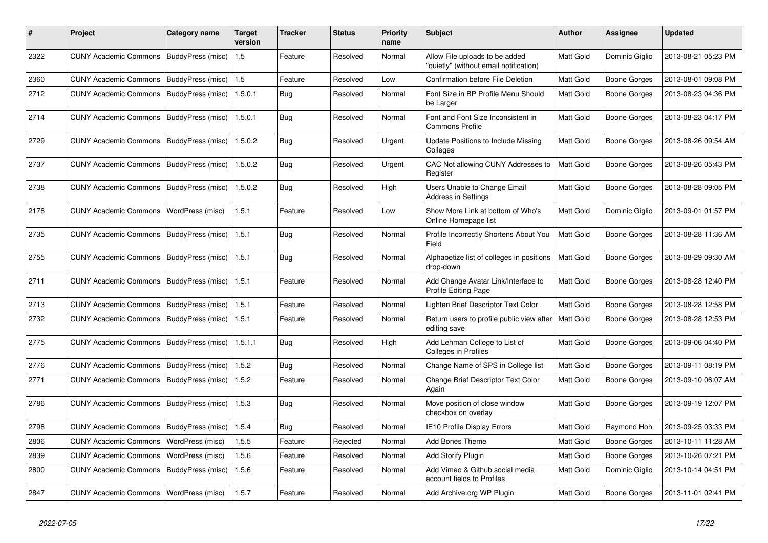| # | Project | Category name | Target version | Tracker | Status | Priority name | Subject | Author | Assignee | Updated |
|---|---|---|---|---|---|---|---|---|---|---|
| 2322 | CUNY Academic Commons | BuddyPress (misc) | 1.5 | Feature | Resolved | Normal | Allow File uploads to be added "quietly" (without email notification) | Matt Gold | Dominic Giglio | 2013-08-21 05:23 PM |
| 2360 | CUNY Academic Commons | BuddyPress (misc) | 1.5 | Feature | Resolved | Low | Confirmation before File Deletion | Matt Gold | Boone Gorges | 2013-08-01 09:08 PM |
| 2712 | CUNY Academic Commons | BuddyPress (misc) | 1.5.0.1 | Bug | Resolved | Normal | Font Size in BP Profile Menu Should be Larger | Matt Gold | Boone Gorges | 2013-08-23 04:36 PM |
| 2714 | CUNY Academic Commons | BuddyPress (misc) | 1.5.0.1 | Bug | Resolved | Normal | Font and Font Size Inconsistent in Commons Profile | Matt Gold | Boone Gorges | 2013-08-23 04:17 PM |
| 2729 | CUNY Academic Commons | BuddyPress (misc) | 1.5.0.2 | Bug | Resolved | Urgent | Update Positions to Include Missing Colleges | Matt Gold | Boone Gorges | 2013-08-26 09:54 AM |
| 2737 | CUNY Academic Commons | BuddyPress (misc) | 1.5.0.2 | Bug | Resolved | Urgent | CAC Not allowing CUNY Addresses to Register | Matt Gold | Boone Gorges | 2013-08-26 05:43 PM |
| 2738 | CUNY Academic Commons | BuddyPress (misc) | 1.5.0.2 | Bug | Resolved | High | Users Unable to Change Email Address in Settings | Matt Gold | Boone Gorges | 2013-08-28 09:05 PM |
| 2178 | CUNY Academic Commons | WordPress (misc) | 1.5.1 | Feature | Resolved | Low | Show More Link at bottom of Who's Online Homepage list | Matt Gold | Dominic Giglio | 2013-09-01 01:57 PM |
| 2735 | CUNY Academic Commons | BuddyPress (misc) | 1.5.1 | Bug | Resolved | Normal | Profile Incorrectly Shortens About You Field | Matt Gold | Boone Gorges | 2013-08-28 11:36 AM |
| 2755 | CUNY Academic Commons | BuddyPress (misc) | 1.5.1 | Bug | Resolved | Normal | Alphabetize list of colleges in positions drop-down | Matt Gold | Boone Gorges | 2013-08-29 09:30 AM |
| 2711 | CUNY Academic Commons | BuddyPress (misc) | 1.5.1 | Feature | Resolved | Normal | Add Change Avatar Link/Interface to Profile Editing Page | Matt Gold | Boone Gorges | 2013-08-28 12:40 PM |
| 2713 | CUNY Academic Commons | BuddyPress (misc) | 1.5.1 | Feature | Resolved | Normal | Lighten Brief Descriptor Text Color | Matt Gold | Boone Gorges | 2013-08-28 12:58 PM |
| 2732 | CUNY Academic Commons | BuddyPress (misc) | 1.5.1 | Feature | Resolved | Normal | Return users to profile public view after editing save | Matt Gold | Boone Gorges | 2013-08-28 12:53 PM |
| 2775 | CUNY Academic Commons | BuddyPress (misc) | 1.5.1.1 | Bug | Resolved | High | Add Lehman College to List of Colleges in Profiles | Matt Gold | Boone Gorges | 2013-09-06 04:40 PM |
| 2776 | CUNY Academic Commons | BuddyPress (misc) | 1.5.2 | Bug | Resolved | Normal | Change Name of SPS in College list | Matt Gold | Boone Gorges | 2013-09-11 08:19 PM |
| 2771 | CUNY Academic Commons | BuddyPress (misc) | 1.5.2 | Feature | Resolved | Normal | Change Brief Descriptor Text Color Again | Matt Gold | Boone Gorges | 2013-09-10 06:07 AM |
| 2786 | CUNY Academic Commons | BuddyPress (misc) | 1.5.3 | Bug | Resolved | Normal | Move position of close window checkbox on overlay | Matt Gold | Boone Gorges | 2013-09-19 12:07 PM |
| 2798 | CUNY Academic Commons | BuddyPress (misc) | 1.5.4 | Bug | Resolved | Normal | IE10 Profile Display Errors | Matt Gold | Raymond Hoh | 2013-09-25 03:33 PM |
| 2806 | CUNY Academic Commons | WordPress (misc) | 1.5.5 | Feature | Rejected | Normal | Add Bones Theme | Matt Gold | Boone Gorges | 2013-10-11 11:28 AM |
| 2839 | CUNY Academic Commons | WordPress (misc) | 1.5.6 | Feature | Resolved | Normal | Add Storify Plugin | Matt Gold | Boone Gorges | 2013-10-26 07:21 PM |
| 2800 | CUNY Academic Commons | BuddyPress (misc) | 1.5.6 | Feature | Resolved | Normal | Add Vimeo & Github social media account fields to Profiles | Matt Gold | Dominic Giglio | 2013-10-14 04:51 PM |
| 2847 | CUNY Academic Commons | WordPress (misc) | 1.5.7 | Feature | Resolved | Normal | Add Archive.org WP Plugin | Matt Gold | Boone Gorges | 2013-11-01 02:41 PM |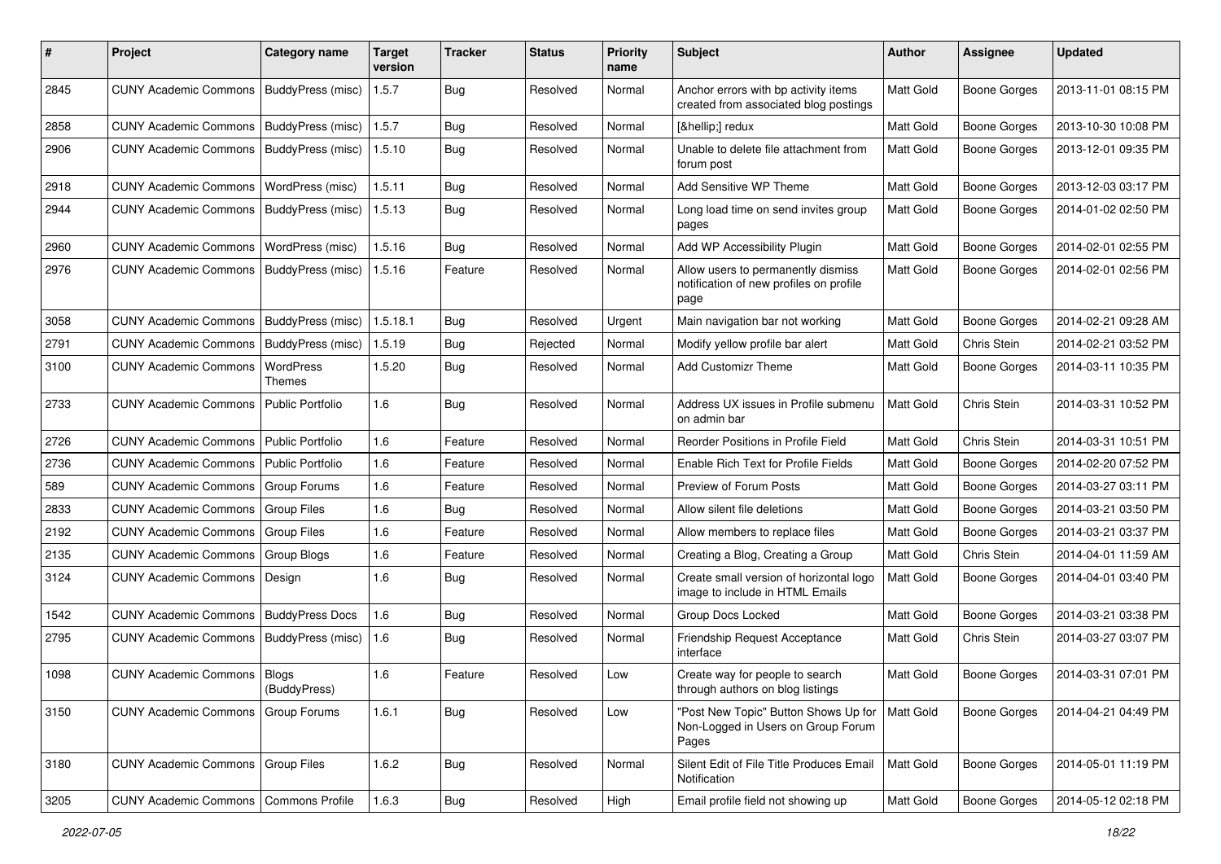| # | Project | Category name | Target version | Tracker | Status | Priority name | Subject | Author | Assignee | Updated |
|---|---|---|---|---|---|---|---|---|---|---|
| 2845 | CUNY Academic Commons | BuddyPress (misc) | 1.5.7 | Bug | Resolved | Normal | Anchor errors with bp activity items created from associated blog postings | Matt Gold | Boone Gorges | 2013-11-01 08:15 PM |
| 2858 | CUNY Academic Commons | BuddyPress (misc) | 1.5.7 | Bug | Resolved | Normal | [&hellip;] redux | Matt Gold | Boone Gorges | 2013-10-30 10:08 PM |
| 2906 | CUNY Academic Commons | BuddyPress (misc) | 1.5.10 | Bug | Resolved | Normal | Unable to delete file attachment from forum post | Matt Gold | Boone Gorges | 2013-12-01 09:35 PM |
| 2918 | CUNY Academic Commons | WordPress (misc) | 1.5.11 | Bug | Resolved | Normal | Add Sensitive WP Theme | Matt Gold | Boone Gorges | 2013-12-03 03:17 PM |
| 2944 | CUNY Academic Commons | BuddyPress (misc) | 1.5.13 | Bug | Resolved | Normal | Long load time on send invites group pages | Matt Gold | Boone Gorges | 2014-01-02 02:50 PM |
| 2960 | CUNY Academic Commons | WordPress (misc) | 1.5.16 | Bug | Resolved | Normal | Add WP Accessibility Plugin | Matt Gold | Boone Gorges | 2014-02-01 02:55 PM |
| 2976 | CUNY Academic Commons | BuddyPress (misc) | 1.5.16 | Feature | Resolved | Normal | Allow users to permanently dismiss notification of new profiles on profile page | Matt Gold | Boone Gorges | 2014-02-01 02:56 PM |
| 3058 | CUNY Academic Commons | BuddyPress (misc) | 1.5.18.1 | Bug | Resolved | Urgent | Main navigation bar not working | Matt Gold | Boone Gorges | 2014-02-21 09:28 AM |
| 2791 | CUNY Academic Commons | BuddyPress (misc) | 1.5.19 | Bug | Rejected | Normal | Modify yellow profile bar alert | Matt Gold | Chris Stein | 2014-02-21 03:52 PM |
| 3100 | CUNY Academic Commons | WordPress Themes | 1.5.20 | Bug | Resolved | Normal | Add Customizr Theme | Matt Gold | Boone Gorges | 2014-03-11 10:35 PM |
| 2733 | CUNY Academic Commons | Public Portfolio | 1.6 | Bug | Resolved | Normal | Address UX issues in Profile submenu on admin bar | Matt Gold | Chris Stein | 2014-03-31 10:52 PM |
| 2726 | CUNY Academic Commons | Public Portfolio | 1.6 | Feature | Resolved | Normal | Reorder Positions in Profile Field | Matt Gold | Chris Stein | 2014-03-31 10:51 PM |
| 2736 | CUNY Academic Commons | Public Portfolio | 1.6 | Feature | Resolved | Normal | Enable Rich Text for Profile Fields | Matt Gold | Boone Gorges | 2014-02-20 07:52 PM |
| 589 | CUNY Academic Commons | Group Forums | 1.6 | Feature | Resolved | Normal | Preview of Forum Posts | Matt Gold | Boone Gorges | 2014-03-27 03:11 PM |
| 2833 | CUNY Academic Commons | Group Files | 1.6 | Bug | Resolved | Normal | Allow silent file deletions | Matt Gold | Boone Gorges | 2014-03-21 03:50 PM |
| 2192 | CUNY Academic Commons | Group Files | 1.6 | Feature | Resolved | Normal | Allow members to replace files | Matt Gold | Boone Gorges | 2014-03-21 03:37 PM |
| 2135 | CUNY Academic Commons | Group Blogs | 1.6 | Feature | Resolved | Normal | Creating a Blog, Creating a Group | Matt Gold | Chris Stein | 2014-04-01 11:59 AM |
| 3124 | CUNY Academic Commons | Design | 1.6 | Bug | Resolved | Normal | Create small version of horizontal logo image to include in HTML Emails | Matt Gold | Boone Gorges | 2014-04-01 03:40 PM |
| 1542 | CUNY Academic Commons | BuddyPress Docs | 1.6 | Bug | Resolved | Normal | Group Docs Locked | Matt Gold | Boone Gorges | 2014-03-21 03:38 PM |
| 2795 | CUNY Academic Commons | BuddyPress (misc) | 1.6 | Bug | Resolved | Normal | Friendship Request Acceptance interface | Matt Gold | Chris Stein | 2014-03-27 03:07 PM |
| 1098 | CUNY Academic Commons | Blogs (BuddyPress) | 1.6 | Feature | Resolved | Low | Create way for people to search through authors on blog listings | Matt Gold | Boone Gorges | 2014-03-31 07:01 PM |
| 3150 | CUNY Academic Commons | Group Forums | 1.6.1 | Bug | Resolved | Low | "Post New Topic" Button Shows Up for Non-Logged in Users on Group Forum Pages | Matt Gold | Boone Gorges | 2014-04-21 04:49 PM |
| 3180 | CUNY Academic Commons | Group Files | 1.6.2 | Bug | Resolved | Normal | Silent Edit of File Title Produces Email Notification | Matt Gold | Boone Gorges | 2014-05-01 11:19 PM |
| 3205 | CUNY Academic Commons | Commons Profile | 1.6.3 | Bug | Resolved | High | Email profile field not showing up | Matt Gold | Boone Gorges | 2014-05-12 02:18 PM |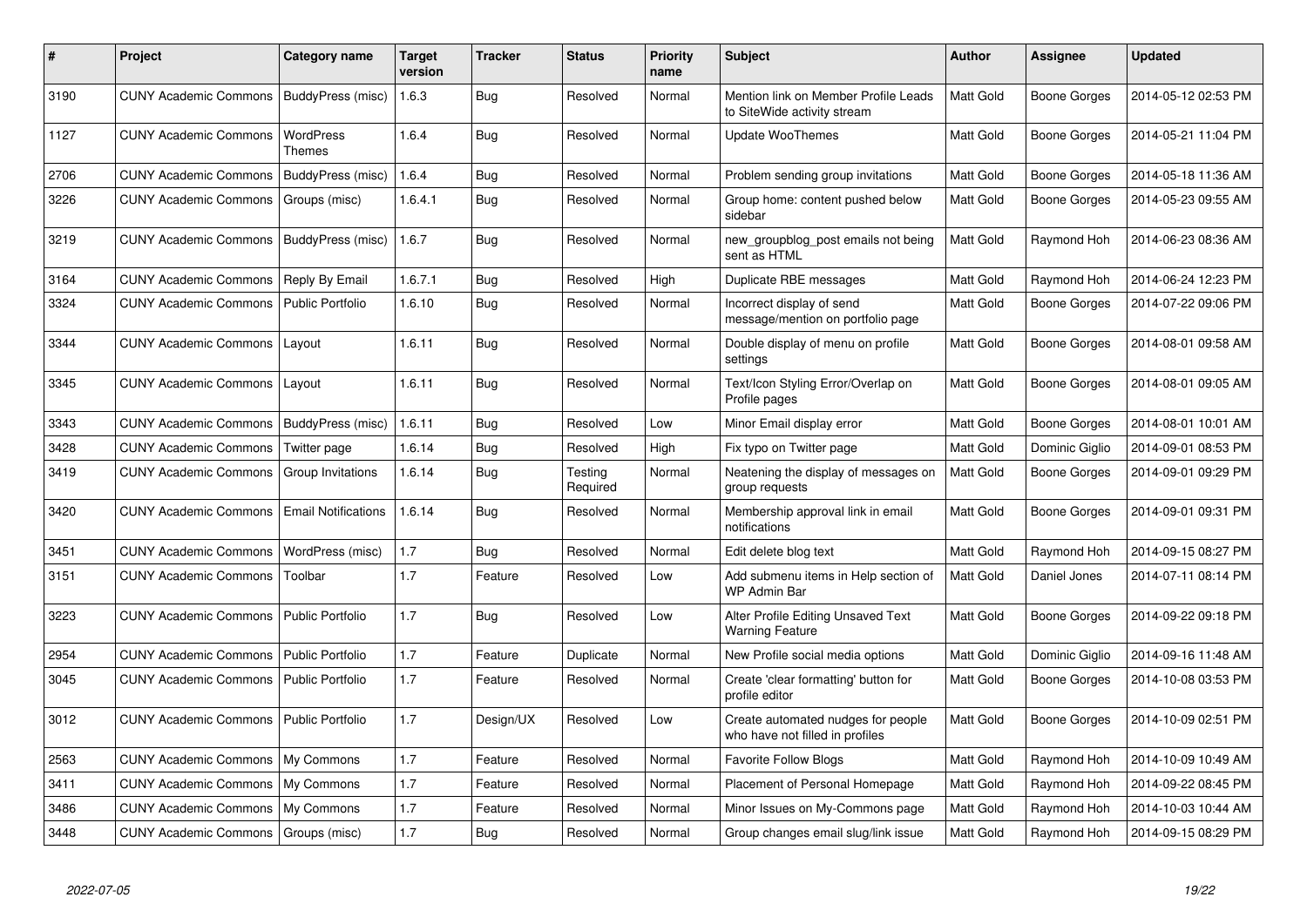| # | Project | Category name | Target version | Tracker | Status | Priority name | Subject | Author | Assignee | Updated |
|---|---|---|---|---|---|---|---|---|---|---|
| 3190 | CUNY Academic Commons | BuddyPress (misc) | 1.6.3 | Bug | Resolved | Normal | Mention link on Member Profile Leads to SiteWide activity stream | Matt Gold | Boone Gorges | 2014-05-12 02:53 PM |
| 1127 | CUNY Academic Commons | WordPress Themes | 1.6.4 | Bug | Resolved | Normal | Update WooThemes | Matt Gold | Boone Gorges | 2014-05-21 11:04 PM |
| 2706 | CUNY Academic Commons | BuddyPress (misc) | 1.6.4 | Bug | Resolved | Normal | Problem sending group invitations | Matt Gold | Boone Gorges | 2014-05-18 11:36 AM |
| 3226 | CUNY Academic Commons | Groups (misc) | 1.6.4.1 | Bug | Resolved | Normal | Group home: content pushed below sidebar | Matt Gold | Boone Gorges | 2014-05-23 09:55 AM |
| 3219 | CUNY Academic Commons | BuddyPress (misc) | 1.6.7 | Bug | Resolved | Normal | new_groupblog_post emails not being sent as HTML | Matt Gold | Raymond Hoh | 2014-06-23 08:36 AM |
| 3164 | CUNY Academic Commons | Reply By Email | 1.6.7.1 | Bug | Resolved | High | Duplicate RBE messages | Matt Gold | Raymond Hoh | 2014-06-24 12:23 PM |
| 3324 | CUNY Academic Commons | Public Portfolio | 1.6.10 | Bug | Resolved | Normal | Incorrect display of send message/mention on portfolio page | Matt Gold | Boone Gorges | 2014-07-22 09:06 PM |
| 3344 | CUNY Academic Commons | Layout | 1.6.11 | Bug | Resolved | Normal | Double display of menu on profile settings | Matt Gold | Boone Gorges | 2014-08-01 09:58 AM |
| 3345 | CUNY Academic Commons | Layout | 1.6.11 | Bug | Resolved | Normal | Text/Icon Styling Error/Overlap on Profile pages | Matt Gold | Boone Gorges | 2014-08-01 09:05 AM |
| 3343 | CUNY Academic Commons | BuddyPress (misc) | 1.6.11 | Bug | Resolved | Low | Minor Email display error | Matt Gold | Boone Gorges | 2014-08-01 10:01 AM |
| 3428 | CUNY Academic Commons | Twitter page | 1.6.14 | Bug | Resolved | High | Fix typo on Twitter page | Matt Gold | Dominic Giglio | 2014-09-01 08:53 PM |
| 3419 | CUNY Academic Commons | Group Invitations | 1.6.14 | Bug | Testing Required | Normal | Neatening the display of messages on group requests | Matt Gold | Boone Gorges | 2014-09-01 09:29 PM |
| 3420 | CUNY Academic Commons | Email Notifications | 1.6.14 | Bug | Resolved | Normal | Membership approval link in email notifications | Matt Gold | Boone Gorges | 2014-09-01 09:31 PM |
| 3451 | CUNY Academic Commons | WordPress (misc) | 1.7 | Bug | Resolved | Normal | Edit delete blog text | Matt Gold | Raymond Hoh | 2014-09-15 08:27 PM |
| 3151 | CUNY Academic Commons | Toolbar | 1.7 | Feature | Resolved | Low | Add submenu items in Help section of WP Admin Bar | Matt Gold | Daniel Jones | 2014-07-11 08:14 PM |
| 3223 | CUNY Academic Commons | Public Portfolio | 1.7 | Bug | Resolved | Low | Alter Profile Editing Unsaved Text Warning Feature | Matt Gold | Boone Gorges | 2014-09-22 09:18 PM |
| 2954 | CUNY Academic Commons | Public Portfolio | 1.7 | Feature | Duplicate | Normal | New Profile social media options | Matt Gold | Dominic Giglio | 2014-09-16 11:48 AM |
| 3045 | CUNY Academic Commons | Public Portfolio | 1.7 | Feature | Resolved | Normal | Create 'clear formatting' button for profile editor | Matt Gold | Boone Gorges | 2014-10-08 03:53 PM |
| 3012 | CUNY Academic Commons | Public Portfolio | 1.7 | Design/UX | Resolved | Low | Create automated nudges for people who have not filled in profiles | Matt Gold | Boone Gorges | 2014-10-09 02:51 PM |
| 2563 | CUNY Academic Commons | My Commons | 1.7 | Feature | Resolved | Normal | Favorite Follow Blogs | Matt Gold | Raymond Hoh | 2014-10-09 10:49 AM |
| 3411 | CUNY Academic Commons | My Commons | 1.7 | Feature | Resolved | Normal | Placement of Personal Homepage | Matt Gold | Raymond Hoh | 2014-09-22 08:45 PM |
| 3486 | CUNY Academic Commons | My Commons | 1.7 | Feature | Resolved | Normal | Minor Issues on My-Commons page | Matt Gold | Raymond Hoh | 2014-10-03 10:44 AM |
| 3448 | CUNY Academic Commons | Groups (misc) | 1.7 | Bug | Resolved | Normal | Group changes email slug/link issue | Matt Gold | Raymond Hoh | 2014-09-15 08:29 PM |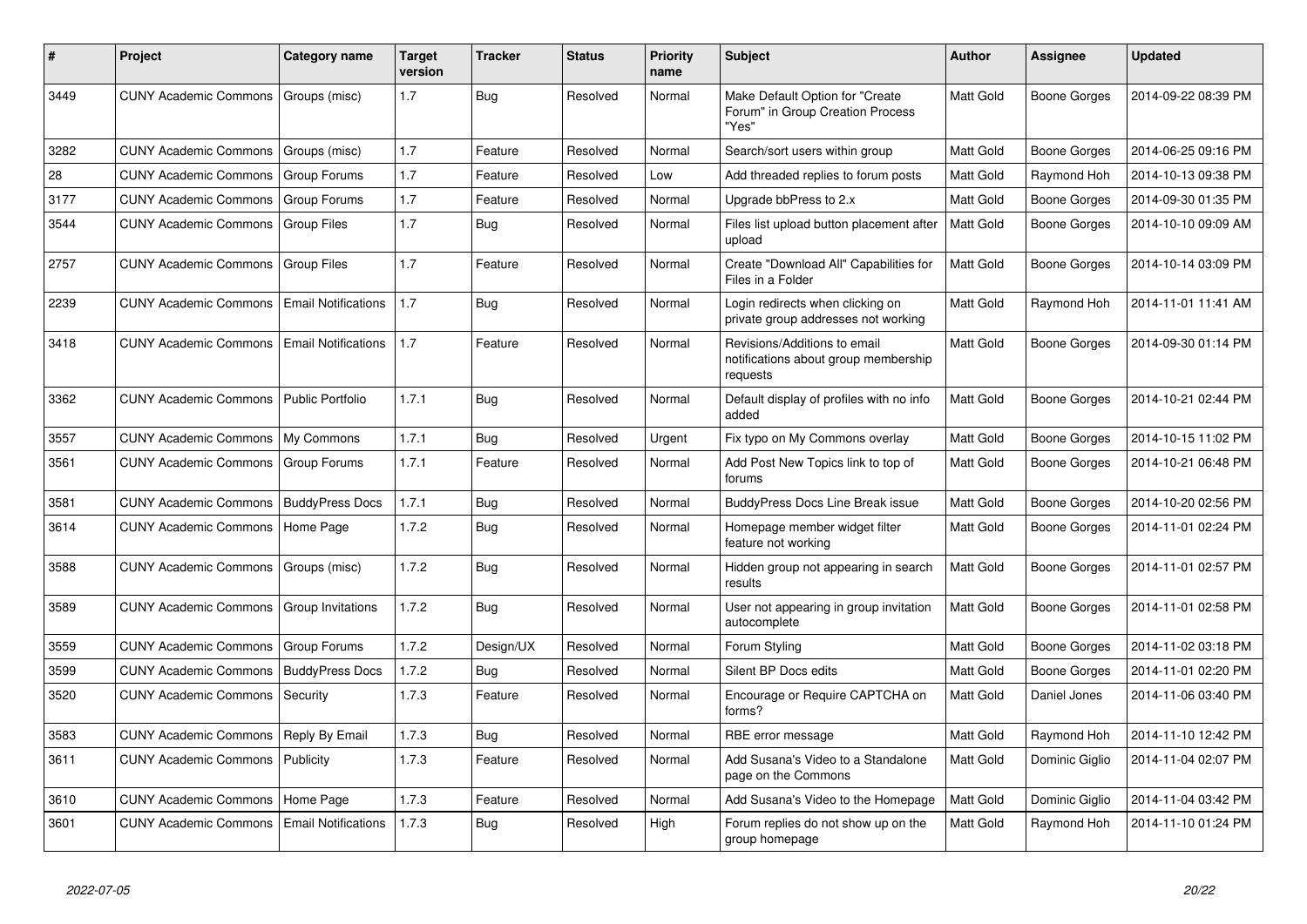| # | Project | Category name | Target version | Tracker | Status | Priority name | Subject | Author | Assignee | Updated |
|---|---|---|---|---|---|---|---|---|---|---|
| 3449 | CUNY Academic Commons | Groups (misc) | 1.7 | Bug | Resolved | Normal | Make Default Option for "Create Forum" in Group Creation Process "Yes" | Matt Gold | Boone Gorges | 2014-09-22 08:39 PM |
| 3282 | CUNY Academic Commons | Groups (misc) | 1.7 | Feature | Resolved | Normal | Search/sort users within group | Matt Gold | Boone Gorges | 2014-06-25 09:16 PM |
| 28 | CUNY Academic Commons | Group Forums | 1.7 | Feature | Resolved | Low | Add threaded replies to forum posts | Matt Gold | Raymond Hoh | 2014-10-13 09:38 PM |
| 3177 | CUNY Academic Commons | Group Forums | 1.7 | Feature | Resolved | Normal | Upgrade bbPress to 2.x | Matt Gold | Boone Gorges | 2014-09-30 01:35 PM |
| 3544 | CUNY Academic Commons | Group Files | 1.7 | Bug | Resolved | Normal | Files list upload button placement after upload | Matt Gold | Boone Gorges | 2014-10-10 09:09 AM |
| 2757 | CUNY Academic Commons | Group Files | 1.7 | Feature | Resolved | Normal | Create "Download All" Capabilities for Files in a Folder | Matt Gold | Boone Gorges | 2014-10-14 03:09 PM |
| 2239 | CUNY Academic Commons | Email Notifications | 1.7 | Bug | Resolved | Normal | Login redirects when clicking on private group addresses not working | Matt Gold | Raymond Hoh | 2014-11-01 11:41 AM |
| 3418 | CUNY Academic Commons | Email Notifications | 1.7 | Feature | Resolved | Normal | Revisions/Additions to email notifications about group membership requests | Matt Gold | Boone Gorges | 2014-09-30 01:14 PM |
| 3362 | CUNY Academic Commons | Public Portfolio | 1.7.1 | Bug | Resolved | Normal | Default display of profiles with no info added | Matt Gold | Boone Gorges | 2014-10-21 02:44 PM |
| 3557 | CUNY Academic Commons | My Commons | 1.7.1 | Bug | Resolved | Urgent | Fix typo on My Commons overlay | Matt Gold | Boone Gorges | 2014-10-15 11:02 PM |
| 3561 | CUNY Academic Commons | Group Forums | 1.7.1 | Feature | Resolved | Normal | Add Post New Topics link to top of forums | Matt Gold | Boone Gorges | 2014-10-21 06:48 PM |
| 3581 | CUNY Academic Commons | BuddyPress Docs | 1.7.1 | Bug | Resolved | Normal | BuddyPress Docs Line Break issue | Matt Gold | Boone Gorges | 2014-10-20 02:56 PM |
| 3614 | CUNY Academic Commons | Home Page | 1.7.2 | Bug | Resolved | Normal | Homepage member widget filter feature not working | Matt Gold | Boone Gorges | 2014-11-01 02:24 PM |
| 3588 | CUNY Academic Commons | Groups (misc) | 1.7.2 | Bug | Resolved | Normal | Hidden group not appearing in search results | Matt Gold | Boone Gorges | 2014-11-01 02:57 PM |
| 3589 | CUNY Academic Commons | Group Invitations | 1.7.2 | Bug | Resolved | Normal | User not appearing in group invitation autocomplete | Matt Gold | Boone Gorges | 2014-11-01 02:58 PM |
| 3559 | CUNY Academic Commons | Group Forums | 1.7.2 | Design/UX | Resolved | Normal | Forum Styling | Matt Gold | Boone Gorges | 2014-11-02 03:18 PM |
| 3599 | CUNY Academic Commons | BuddyPress Docs | 1.7.2 | Bug | Resolved | Normal | Silent BP Docs edits | Matt Gold | Boone Gorges | 2014-11-01 02:20 PM |
| 3520 | CUNY Academic Commons | Security | 1.7.3 | Feature | Resolved | Normal | Encourage or Require CAPTCHA on forms? | Matt Gold | Daniel Jones | 2014-11-06 03:40 PM |
| 3583 | CUNY Academic Commons | Reply By Email | 1.7.3 | Bug | Resolved | Normal | RBE error message | Matt Gold | Raymond Hoh | 2014-11-10 12:42 PM |
| 3611 | CUNY Academic Commons | Publicity | 1.7.3 | Feature | Resolved | Normal | Add Susana's Video to a Standalone page on the Commons | Matt Gold | Dominic Giglio | 2014-11-04 02:07 PM |
| 3610 | CUNY Academic Commons | Home Page | 1.7.3 | Feature | Resolved | Normal | Add Susana's Video to the Homepage | Matt Gold | Dominic Giglio | 2014-11-04 03:42 PM |
| 3601 | CUNY Academic Commons | Email Notifications | 1.7.3 | Bug | Resolved | High | Forum replies do not show up on the group homepage | Matt Gold | Raymond Hoh | 2014-11-10 01:24 PM |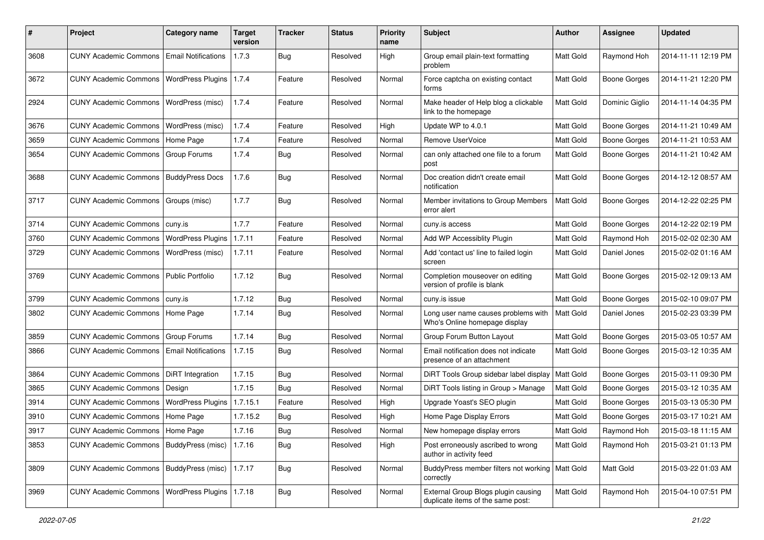| # | Project | Category name | Target version | Tracker | Status | Priority name | Subject | Author | Assignee | Updated |
|---|---|---|---|---|---|---|---|---|---|---|
| 3608 | CUNY Academic Commons | Email Notifications | 1.7.3 | Bug | Resolved | High | Group email plain-text formatting problem | Matt Gold | Raymond Hoh | 2014-11-11 12:19 PM |
| 3672 | CUNY Academic Commons | WordPress Plugins | 1.7.4 | Feature | Resolved | Normal | Force captcha on existing contact forms | Matt Gold | Boone Gorges | 2014-11-21 12:20 PM |
| 2924 | CUNY Academic Commons | WordPress (misc) | 1.7.4 | Feature | Resolved | Normal | Make header of Help blog a clickable link to the homepage | Matt Gold | Dominic Giglio | 2014-11-14 04:35 PM |
| 3676 | CUNY Academic Commons | WordPress (misc) | 1.7.4 | Feature | Resolved | High | Update WP to 4.0.1 | Matt Gold | Boone Gorges | 2014-11-21 10:49 AM |
| 3659 | CUNY Academic Commons | Home Page | 1.7.4 | Feature | Resolved | Normal | Remove UserVoice | Matt Gold | Boone Gorges | 2014-11-21 10:53 AM |
| 3654 | CUNY Academic Commons | Group Forums | 1.7.4 | Bug | Resolved | Normal | can only attached one file to a forum post | Matt Gold | Boone Gorges | 2014-11-21 10:42 AM |
| 3688 | CUNY Academic Commons | BuddyPress Docs | 1.7.6 | Bug | Resolved | Normal | Doc creation didn't create email notification | Matt Gold | Boone Gorges | 2014-12-12 08:57 AM |
| 3717 | CUNY Academic Commons | Groups (misc) | 1.7.7 | Bug | Resolved | Normal | Member invitations to Group Members error alert | Matt Gold | Boone Gorges | 2014-12-22 02:25 PM |
| 3714 | CUNY Academic Commons | cuny.is | 1.7.7 | Feature | Resolved | Normal | cuny.is access | Matt Gold | Boone Gorges | 2014-12-22 02:19 PM |
| 3760 | CUNY Academic Commons | WordPress Plugins | 1.7.11 | Feature | Resolved | Normal | Add WP Accessiblity Plugin | Matt Gold | Raymond Hoh | 2015-02-02 02:30 AM |
| 3729 | CUNY Academic Commons | WordPress (misc) | 1.7.11 | Feature | Resolved | Normal | Add 'contact us' line to failed login screen | Matt Gold | Daniel Jones | 2015-02-02 01:16 AM |
| 3769 | CUNY Academic Commons | Public Portfolio | 1.7.12 | Bug | Resolved | Normal | Completion mouseover on editing version of profile is blank | Matt Gold | Boone Gorges | 2015-02-12 09:13 AM |
| 3799 | CUNY Academic Commons | cuny.is | 1.7.12 | Bug | Resolved | Normal | cuny.is issue | Matt Gold | Boone Gorges | 2015-02-10 09:07 PM |
| 3802 | CUNY Academic Commons | Home Page | 1.7.14 | Bug | Resolved | Normal | Long user name causes problems with Who's Online homepage display | Matt Gold | Daniel Jones | 2015-02-23 03:39 PM |
| 3859 | CUNY Academic Commons | Group Forums | 1.7.14 | Bug | Resolved | Normal | Group Forum Button Layout | Matt Gold | Boone Gorges | 2015-03-05 10:57 AM |
| 3866 | CUNY Academic Commons | Email Notifications | 1.7.15 | Bug | Resolved | Normal | Email notification does not indicate presence of an attachment | Matt Gold | Boone Gorges | 2015-03-12 10:35 AM |
| 3864 | CUNY Academic Commons | DiRT Integration | 1.7.15 | Bug | Resolved | Normal | DiRT Tools Group sidebar label display | Matt Gold | Boone Gorges | 2015-03-11 09:30 PM |
| 3865 | CUNY Academic Commons | Design | 1.7.15 | Bug | Resolved | Normal | DiRT Tools listing in Group > Manage | Matt Gold | Boone Gorges | 2015-03-12 10:35 AM |
| 3914 | CUNY Academic Commons | WordPress Plugins | 1.7.15.1 | Feature | Resolved | High | Upgrade Yoast's SEO plugin | Matt Gold | Boone Gorges | 2015-03-13 05:30 PM |
| 3910 | CUNY Academic Commons | Home Page | 1.7.15.2 | Bug | Resolved | High | Home Page Display Errors | Matt Gold | Boone Gorges | 2015-03-17 10:21 AM |
| 3917 | CUNY Academic Commons | Home Page | 1.7.16 | Bug | Resolved | Normal | New homepage display errors | Matt Gold | Raymond Hoh | 2015-03-18 11:15 AM |
| 3853 | CUNY Academic Commons | BuddyPress (misc) | 1.7.16 | Bug | Resolved | High | Post erroneously ascribed to wrong author in activity feed | Matt Gold | Raymond Hoh | 2015-03-21 01:13 PM |
| 3809 | CUNY Academic Commons | BuddyPress (misc) | 1.7.17 | Bug | Resolved | Normal | BuddyPress member filters not working correctly | Matt Gold | Matt Gold | 2015-03-22 01:03 AM |
| 3969 | CUNY Academic Commons | WordPress Plugins | 1.7.18 | Bug | Resolved | Normal | External Group Blogs plugin causing duplicate items of the same post: | Matt Gold | Raymond Hoh | 2015-04-10 07:51 PM |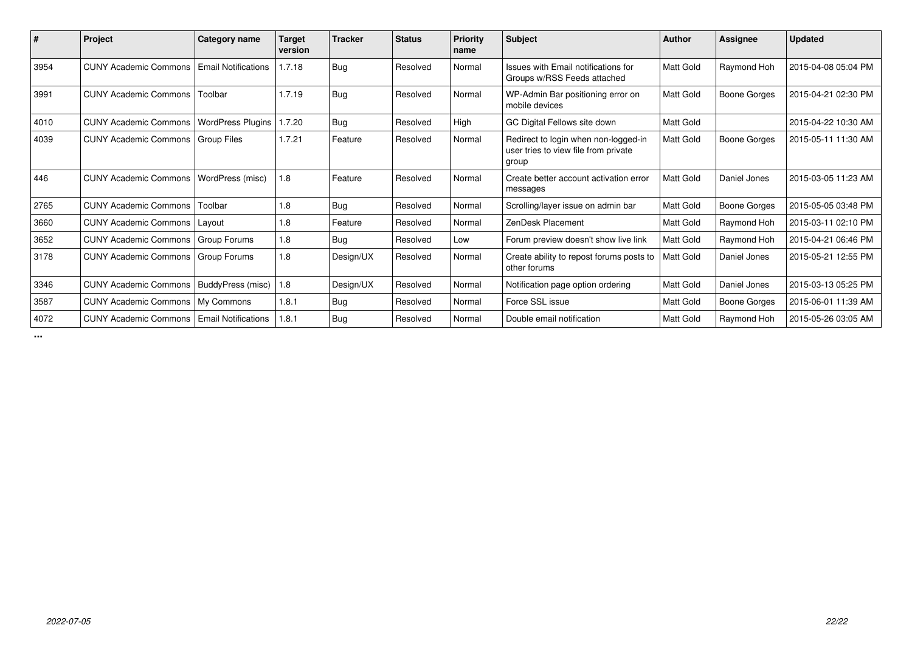| # | Project | Category name | Target version | Tracker | Status | Priority name | Subject | Author | Assignee | Updated |
|---|---|---|---|---|---|---|---|---|---|---|
| 3954 | CUNY Academic Commons | Email Notifications | 1.7.18 | Bug | Resolved | Normal | Issues with Email notifications for Groups w/RSS Feeds attached | Matt Gold | Raymond Hoh | 2015-04-08 05:04 PM |
| 3991 | CUNY Academic Commons | Toolbar | 1.7.19 | Bug | Resolved | Normal | WP-Admin Bar positioning error on mobile devices | Matt Gold | Boone Gorges | 2015-04-21 02:30 PM |
| 4010 | CUNY Academic Commons | WordPress Plugins | 1.7.20 | Bug | Resolved | High | GC Digital Fellows site down | Matt Gold | | 2015-04-22 10:30 AM |
| 4039 | CUNY Academic Commons | Group Files | 1.7.21 | Feature | Resolved | Normal | Redirect to login when non-logged-in user tries to view file from private group | Matt Gold | Boone Gorges | 2015-05-11 11:30 AM |
| 446 | CUNY Academic Commons | WordPress (misc) | 1.8 | Feature | Resolved | Normal | Create better account activation error messages | Matt Gold | Daniel Jones | 2015-03-05 11:23 AM |
| 2765 | CUNY Academic Commons | Toolbar | 1.8 | Bug | Resolved | Normal | Scrolling/layer issue on admin bar | Matt Gold | Boone Gorges | 2015-05-05 03:48 PM |
| 3660 | CUNY Academic Commons | Layout | 1.8 | Feature | Resolved | Normal | ZenDesk Placement | Matt Gold | Raymond Hoh | 2015-03-11 02:10 PM |
| 3652 | CUNY Academic Commons | Group Forums | 1.8 | Bug | Resolved | Low | Forum preview doesn't show live link | Matt Gold | Raymond Hoh | 2015-04-21 06:46 PM |
| 3178 | CUNY Academic Commons | Group Forums | 1.8 | Design/UX | Resolved | Normal | Create ability to repost forums posts to other forums | Matt Gold | Daniel Jones | 2015-05-21 12:55 PM |
| 3346 | CUNY Academic Commons | BuddyPress (misc) | 1.8 | Design/UX | Resolved | Normal | Notification page option ordering | Matt Gold | Daniel Jones | 2015-03-13 05:25 PM |
| 3587 | CUNY Academic Commons | My Commons | 1.8.1 | Bug | Resolved | Normal | Force SSL issue | Matt Gold | Boone Gorges | 2015-06-01 11:39 AM |
| 4072 | CUNY Academic Commons | Email Notifications | 1.8.1 | Bug | Resolved | Normal | Double email notification | Matt Gold | Raymond Hoh | 2015-05-26 03:05 AM |

...